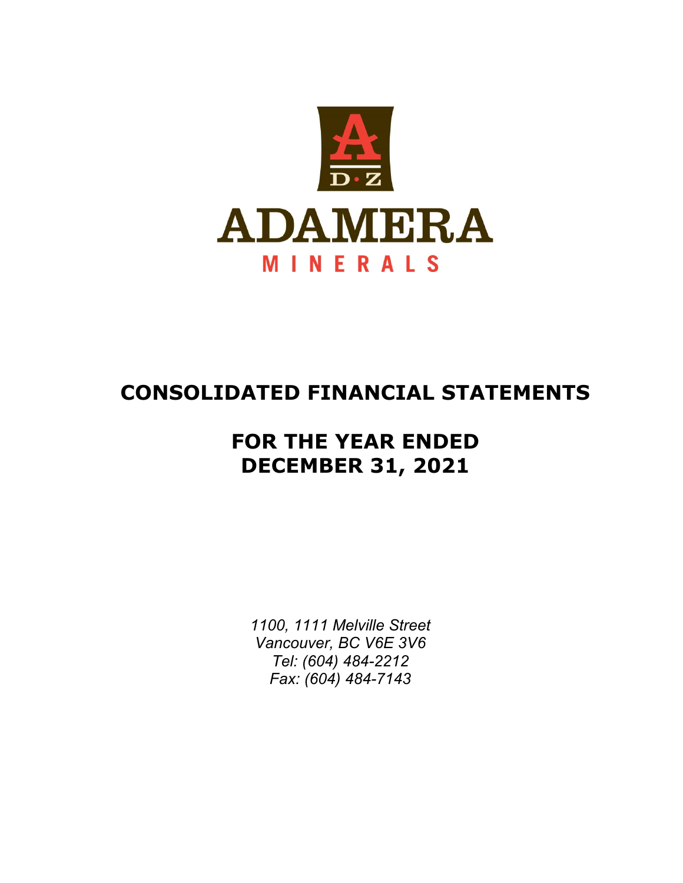ADAMERA

MINERALS

# CONSOLIDATED FINANCIAL STATEMENTS

## FOR THE YEAR ENDED DECEMBER 31, 2021

*1100, 1111 Melville Street*
*Vancouver, BC V6E 3V6*
*Tel: (604) 484-2212*
*Fax: (604) 484-7143*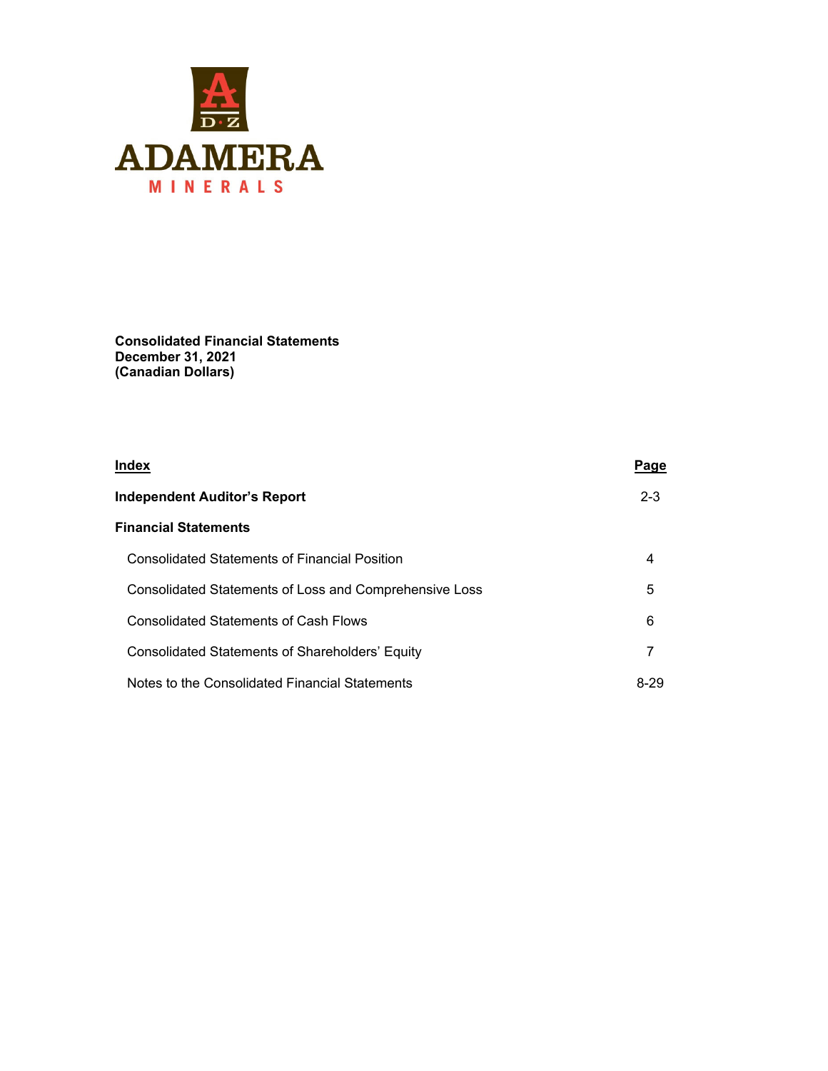**ADAMERA**
**MINERALS**

**Consolidated Financial Statements**
**December 31, 2021**
**(Canadian Dollars)**

| Index | Page |
|---|---|
| **Independent Auditor's Report** | 2-3 |
| **Financial Statements** | |
| Consolidated Statements of Financial Position | 4 |
| Consolidated Statements of Loss and Comprehensive Loss | 5 |
| Consolidated Statements of Cash Flows | 6 |
| Consolidated Statements of Shareholders' Equity | 7 |
| Notes to the Consolidated Financial Statements | 8-29 |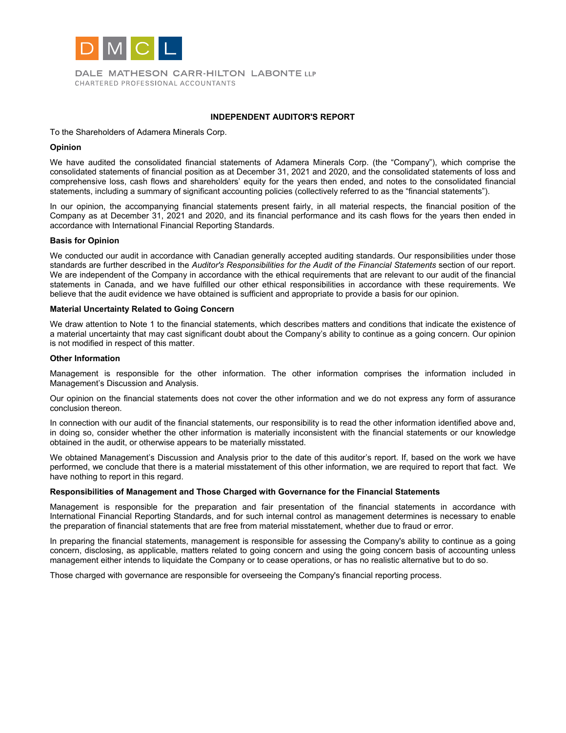DALE MATHESON CARR-HILTON LABONTE LLP
CHARTERED PROFESSIONAL ACCOUNTANTS

## INDEPENDENT AUDITOR'S REPORT

To the Shareholders of Adamera Minerals Corp.

**Opinion**

We have audited the consolidated financial statements of Adamera Minerals Corp. (the "Company"), which comprise the consolidated statements of financial position as at December 31, 2021 and 2020, and the consolidated statements of loss and comprehensive loss, cash flows and shareholders' equity for the years then ended, and notes to the consolidated financial statements, including a summary of significant accounting policies (collectively referred to as the "financial statements").

In our opinion, the accompanying financial statements present fairly, in all material respects, the financial position of the Company as at December 31, 2021 and 2020, and its financial performance and its cash flows for the years then ended in accordance with International Financial Reporting Standards.

**Basis for Opinion**

We conducted our audit in accordance with Canadian generally accepted auditing standards. Our responsibilities under those standards are further described in the *Auditor's Responsibilities for the Audit of the Financial Statements* section of our report. We are independent of the Company in accordance with the ethical requirements that are relevant to our audit of the financial statements in Canada, and we have fulfilled our other ethical responsibilities in accordance with these requirements. We believe that the audit evidence we have obtained is sufficient and appropriate to provide a basis for our opinion.

**Material Uncertainty Related to Going Concern**

We draw attention to Note 1 to the financial statements, which describes matters and conditions that indicate the existence of a material uncertainty that may cast significant doubt about the Company's ability to continue as a going concern. Our opinion is not modified in respect of this matter.

**Other Information**

Management is responsible for the other information. The other information comprises the information included in Management's Discussion and Analysis.

Our opinion on the financial statements does not cover the other information and we do not express any form of assurance conclusion thereon.

In connection with our audit of the financial statements, our responsibility is to read the other information identified above and, in doing so, consider whether the other information is materially inconsistent with the financial statements or our knowledge obtained in the audit, or otherwise appears to be materially misstated.

We obtained Management's Discussion and Analysis prior to the date of this auditor's report. If, based on the work we have performed, we conclude that there is a material misstatement of this other information, we are required to report that fact. We have nothing to report in this regard.

**Responsibilities of Management and Those Charged with Governance for the Financial Statements**

Management is responsible for the preparation and fair presentation of the financial statements in accordance with International Financial Reporting Standards, and for such internal control as management determines is necessary to enable the preparation of financial statements that are free from material misstatement, whether due to fraud or error.

In preparing the financial statements, management is responsible for assessing the Company's ability to continue as a going concern, disclosing, as applicable, matters related to going concern and using the going concern basis of accounting unless management either intends to liquidate the Company or to cease operations, or has no realistic alternative but to do so.

Those charged with governance are responsible for overseeing the Company's financial reporting process.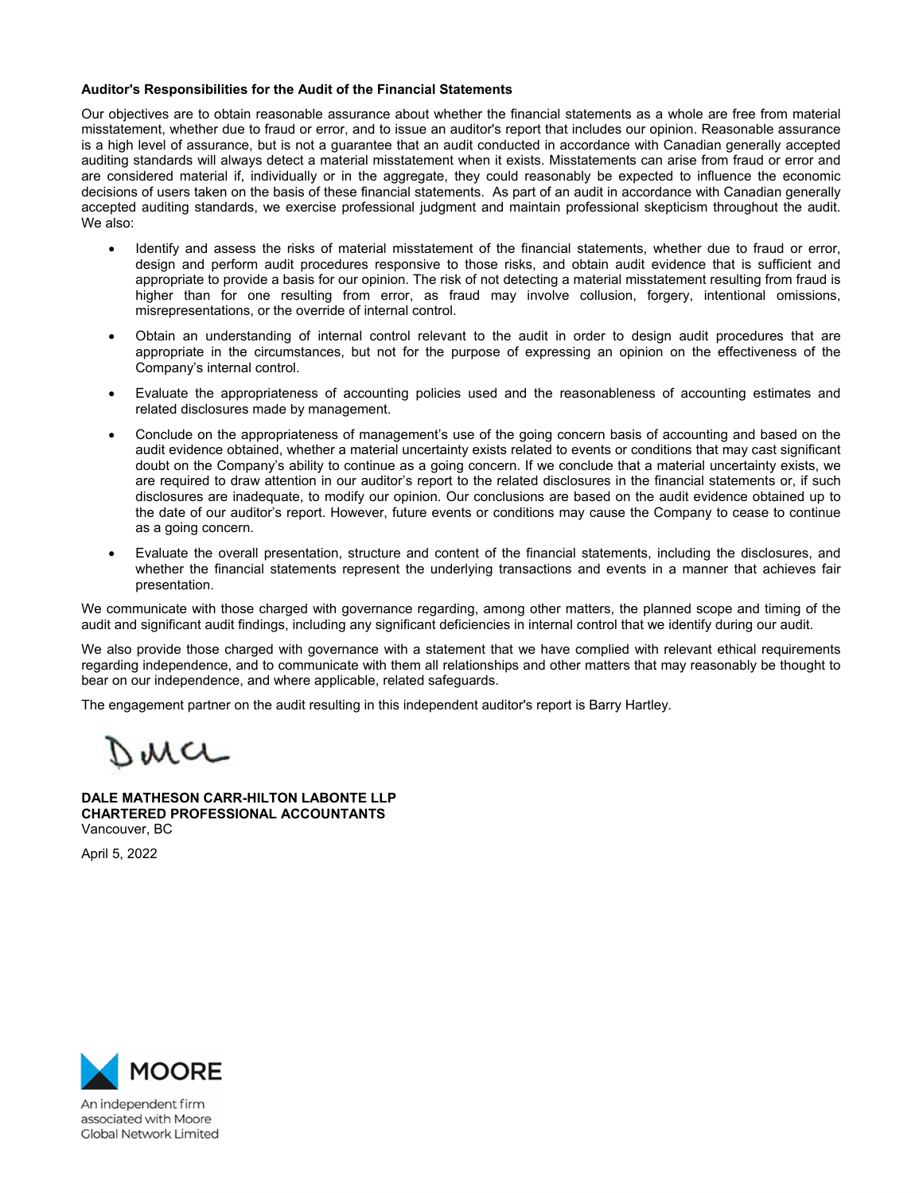**Auditor's Responsibilities for the Audit of the Financial Statements**

Our objectives are to obtain reasonable assurance about whether the financial statements as a whole are free from material misstatement, whether due to fraud or error, and to issue an auditor's report that includes our opinion. Reasonable assurance is a high level of assurance, but is not a guarantee that an audit conducted in accordance with Canadian generally accepted auditing standards will always detect a material misstatement when it exists. Misstatements can arise from fraud or error and are considered material if, individually or in the aggregate, they could reasonably be expected to influence the economic decisions of users taken on the basis of these financial statements. As part of an audit in accordance with Canadian generally accepted auditing standards, we exercise professional judgment and maintain professional skepticism throughout the audit. We also:

- Identify and assess the risks of material misstatement of the financial statements, whether due to fraud or error, design and perform audit procedures responsive to those risks, and obtain audit evidence that is sufficient and appropriate to provide a basis for our opinion. The risk of not detecting a material misstatement resulting from fraud is higher than for one resulting from error, as fraud may involve collusion, forgery, intentional omissions, misrepresentations, or the override of internal control.

- Obtain an understanding of internal control relevant to the audit in order to design audit procedures that are appropriate in the circumstances, but not for the purpose of expressing an opinion on the effectiveness of the Company's internal control.

- Evaluate the appropriateness of accounting policies used and the reasonableness of accounting estimates and related disclosures made by management.

- Conclude on the appropriateness of management's use of the going concern basis of accounting and based on the audit evidence obtained, whether a material uncertainty exists related to events or conditions that may cast significant doubt on the Company's ability to continue as a going concern. If we conclude that a material uncertainty exists, we are required to draw attention in our auditor's report to the related disclosures in the financial statements or, if such disclosures are inadequate, to modify our opinion. Our conclusions are based on the audit evidence obtained up to the date of our auditor's report. However, future events or conditions may cause the Company to cease to continue as a going concern.

- Evaluate the overall presentation, structure and content of the financial statements, including the disclosures, and whether the financial statements represent the underlying transactions and events in a manner that achieves fair presentation.

We communicate with those charged with governance regarding, among other matters, the planned scope and timing of the audit and significant audit findings, including any significant deficiencies in internal control that we identify during our audit.

We also provide those charged with governance with a statement that we have complied with relevant ethical requirements regarding independence, and to communicate with them all relationships and other matters that may reasonably be thought to bear on our independence, and where applicable, related safeguards.

The engagement partner on the audit resulting in this independent auditor's report is Barry Hartley.

**DALE MATHESON CARR-HILTON LABONTE LLP**
**CHARTERED PROFESSIONAL ACCOUNTANTS**
Vancouver, BC

April 5, 2022

MOORE
An independent firm associated with Moore Global Network Limited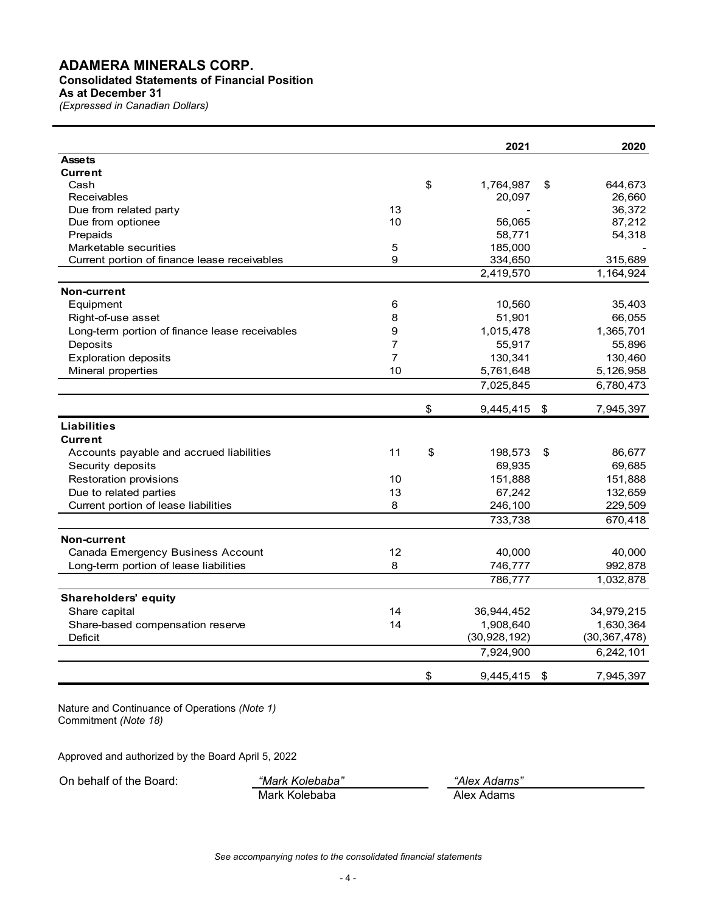# ADAMERA MINERALS CORP.

**Consolidated Statements of Financial Position**

**As at December 31**

*(Expressed in Canadian Dollars)*

| | | 2021 | 2020 |
|---|---|---|---|
| **Assets** | | | |
| **Current** | | | |
| Cash | | $ 1,764,987 | $ 644,673 |
| Receivables | | 20,097 | 26,660 |
| Due from related party | 13 | - | 36,372 |
| Due from optionee | 10 | 56,065 | 87,212 |
| Prepaids | | 58,771 | 54,318 |
| Marketable securities | 5 | 185,000 | - |
| Current portion of finance lease receivables | 9 | 334,650 | 315,689 |
| | | 2,419,570 | 1,164,924 |
| **Non-current** | | | |
| Equipment | 6 | 10,560 | 35,403 |
| Right-of-use asset | 8 | 51,901 | 66,055 |
| Long-term portion of finance lease receivables | 9 | 1,015,478 | 1,365,701 |
| Deposits | 7 | 55,917 | 55,896 |
| Exploration deposits | 7 | 130,341 | 130,460 |
| Mineral properties | 10 | 5,761,648 | 5,126,958 |
| | | 7,025,845 | 6,780,473 |
| | | $ 9,445,415 | $ 7,945,397 |
| **Liabilities** | | | |
| **Current** | | | |
| Accounts payable and accrued liabilities | 11 | $ 198,573 | $ 86,677 |
| Security deposits | | 69,935 | 69,685 |
| Restoration provisions | 10 | 151,888 | 151,888 |
| Due to related parties | 13 | 67,242 | 132,659 |
| Current portion of lease liabilities | 8 | 246,100 | 229,509 |
| | | 733,738 | 670,418 |
| **Non-current** | | | |
| Canada Emergency Business Account | 12 | 40,000 | 40,000 |
| Long-term portion of lease liabilities | 8 | 746,777 | 992,878 |
| | | 786,777 | 1,032,878 |
| **Shareholders' equity** | | | |
| Share capital | 14 | 36,944,452 | 34,979,215 |
| Share-based compensation reserve | 14 | 1,908,640 | 1,630,364 |
| Deficit | | (30,928,192) | (30,367,478) |
| | | 7,924,900 | 6,242,101 |
| | | $ 9,445,415 | $ 7,945,397 |

Nature and Continuance of Operations *(Note 1)*
Commitment *(Note 18)*

Approved and authorized by the Board April 5, 2022

On behalf of the Board:

*"Mark Kolebaba"*
Mark Kolebaba

*"Alex Adams"*
Alex Adams

*See accompanying notes to the consolidated financial statements*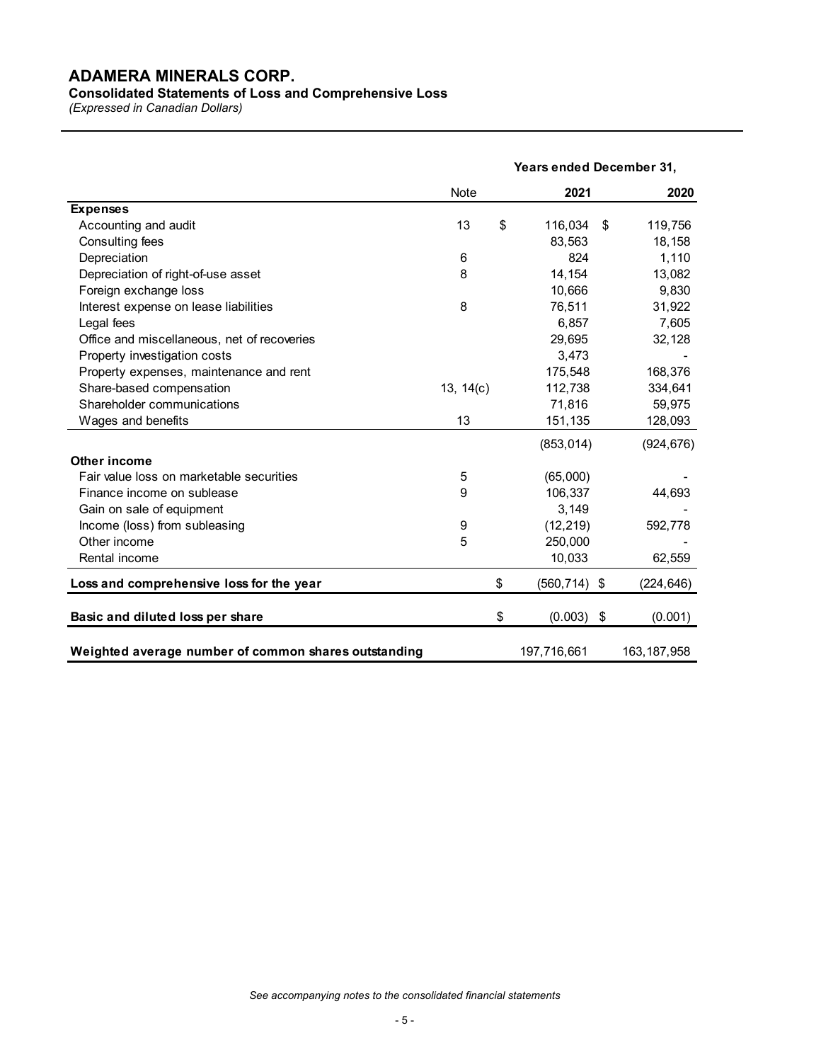# ADAMERA MINERALS CORP.

**Consolidated Statements of Loss and Comprehensive Loss**

*(Expressed in Canadian Dollars)*

| | | Years ended December 31, | |
|---|---|---|---|
| | Note | 2021 | 2020 |
| **Expenses** | | | |
| Accounting and audit | 13 | $ 116,034 | $ 119,756 |
| Consulting fees | | 83,563 | 18,158 |
| Depreciation | 6 | 824 | 1,110 |
| Depreciation of right-of-use asset | 8 | 14,154 | 13,082 |
| Foreign exchange loss | | 10,666 | 9,830 |
| Interest expense on lease liabilities | 8 | 76,511 | 31,922 |
| Legal fees | | 6,857 | 7,605 |
| Office and miscellaneous, net of recoveries | | 29,695 | 32,128 |
| Property investigation costs | | 3,473 | - |
| Property expenses, maintenance and rent | | 175,548 | 168,376 |
| Share-based compensation | 13, 14(c) | 112,738 | 334,641 |
| Shareholder communications | | 71,816 | 59,975 |
| Wages and benefits | 13 | 151,135 | 128,093 |
| | | (853,014) | (924,676) |
| **Other income** | | | |
| Fair value loss on marketable securities | 5 | (65,000) | - |
| Finance income on sublease | 9 | 106,337 | 44,693 |
| Gain on sale of equipment | | 3,149 | - |
| Income (loss) from subleasing | 9 | (12,219) | 592,778 |
| Other income | 5 | 250,000 | - |
| Rental income | | 10,033 | 62,559 |
| **Loss and comprehensive loss for the year** | | $ (560,714) | $ (224,646) |
| **Basic and diluted loss per share** | | $ (0.003) | $ (0.001) |
| **Weighted average number of common shares outstanding** | | 197,716,661 | 163,187,958 |

*See accompanying notes to the consolidated financial statements*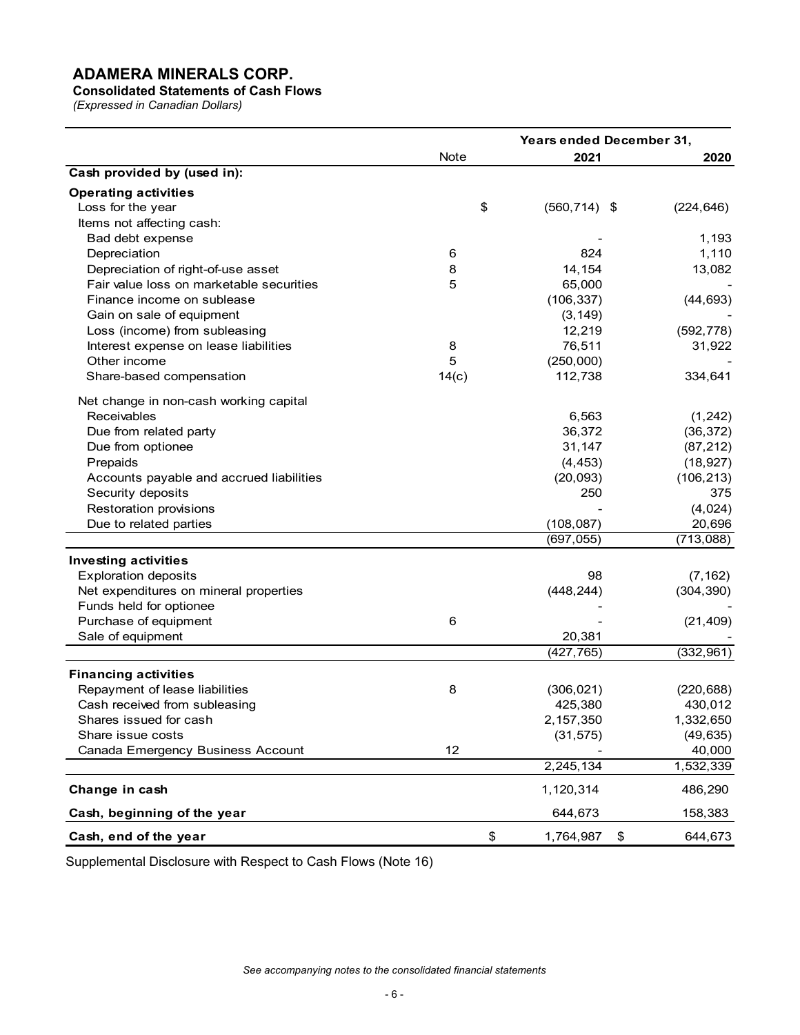# ADAMERA MINERALS CORP.

**Consolidated Statements of Cash Flows**

*(Expressed in Canadian Dollars)*

| | Note | Years ended December 31, 2021 | 2020 |
|---|---|---|---|
| **Cash provided by (used in):** | | | |
| **Operating activities** | | | |
| Loss for the year | | $ (560,714) | $ (224,646) |
| Items not affecting cash: | | | |
| Bad debt expense | | - | 1,193 |
| Depreciation | 6 | 824 | 1,110 |
| Depreciation of right-of-use asset | 8 | 14,154 | 13,082 |
| Fair value loss on marketable securities | 5 | 65,000 | - |
| Finance income on sublease | | (106,337) | (44,693) |
| Gain on sale of equipment | | (3,149) | - |
| Loss (income) from subleasing | | 12,219 | (592,778) |
| Interest expense on lease liabilities | 8 | 76,511 | 31,922 |
| Other income | 5 | (250,000) | - |
| Share-based compensation | 14(c) | 112,738 | 334,641 |
| Net change in non-cash working capital | | | |
| Receivables | | 6,563 | (1,242) |
| Due from related party | | 36,372 | (36,372) |
| Due from optionee | | 31,147 | (87,212) |
| Prepaids | | (4,453) | (18,927) |
| Accounts payable and accrued liabilities | | (20,093) | (106,213) |
| Security deposits | | 250 | 375 |
| Restoration provisions | | - | (4,024) |
| Due to related parties | | (108,087) | 20,696 |
| | | (697,055) | (713,088) |
| **Investing activities** | | | |
| Exploration deposits | | 98 | (7,162) |
| Net expenditures on mineral properties | | (448,244) | (304,390) |
| Funds held for optionee | | - | - |
| Purchase of equipment | 6 | - | (21,409) |
| Sale of equipment | | 20,381 | - |
| | | (427,765) | (332,961) |
| **Financing activities** | | | |
| Repayment of lease liabilities | 8 | (306,021) | (220,688) |
| Cash received from subleasing | | 425,380 | 430,012 |
| Shares issued for cash | | 2,157,350 | 1,332,650 |
| Share issue costs | | (31,575) | (49,635) |
| Canada Emergency Business Account | 12 | - | 40,000 |
| | | 2,245,134 | 1,532,339 |
| **Change in cash** | | 1,120,314 | 486,290 |
| **Cash, beginning of the year** | | 644,673 | 158,383 |
| **Cash, end of the year** | | $ 1,764,987 | $ 644,673 |

Supplemental Disclosure with Respect to Cash Flows (Note 16)

*See accompanying notes to the consolidated financial statements*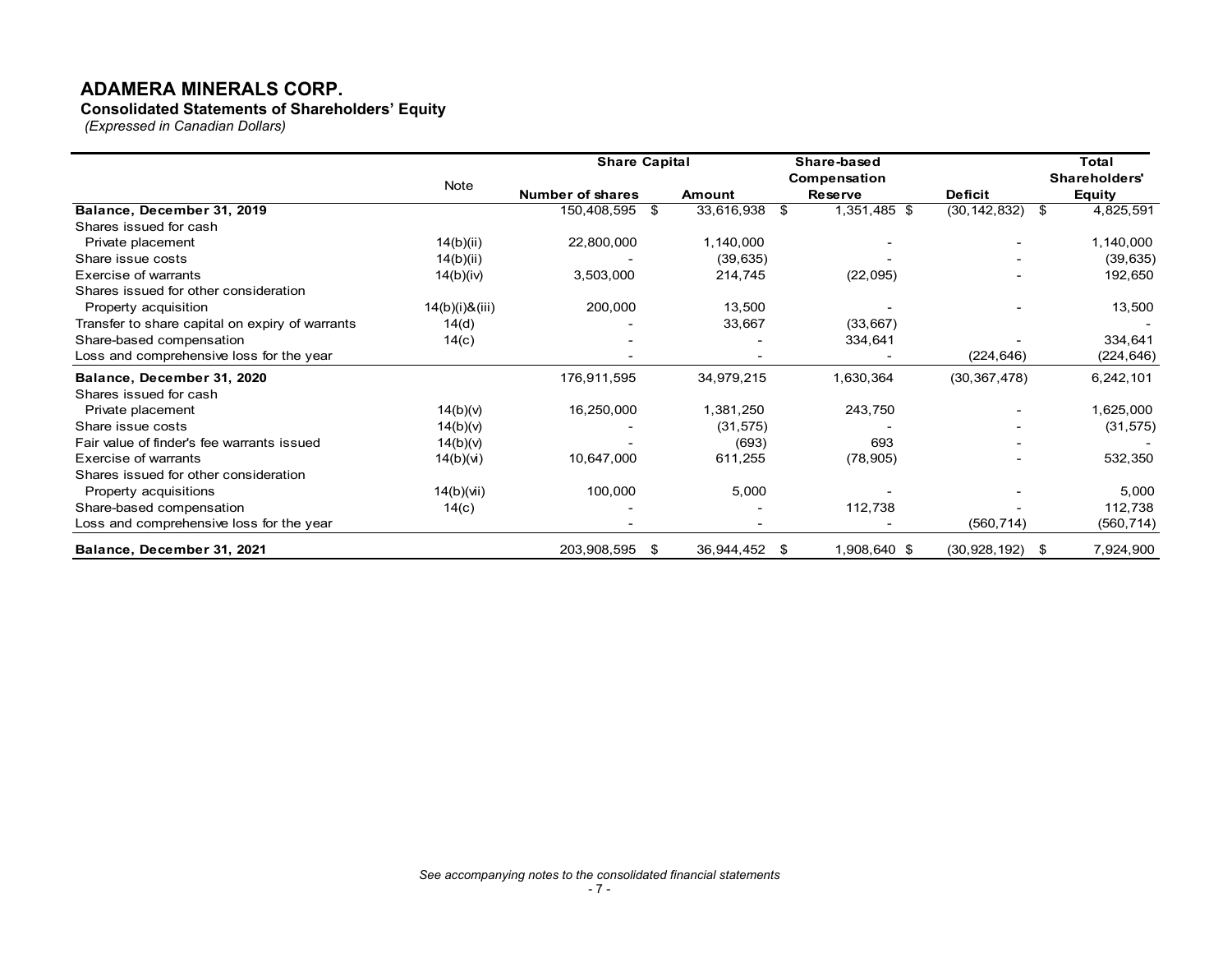# ADAMERA MINERALS CORP.

**Consolidated Statements of Shareholders' Equity**

*(Expressed in Canadian Dollars)*

| | Note | Share Capital | | Share-based Compensation | | Total Shareholders' |
|---|---|---|---|---|---|---|
| | | Number of shares | Amount | Reserve | Deficit | Equity |
| **Balance, December 31, 2019** | | 150,408,595 | $ 33,616,938 | $ 1,351,485 | $ (30,142,832) | $ 4,825,591 |
| Shares issued for cash | | | | | | |
| Private placement | 14(b)(ii) | 22,800,000 | 1,140,000 | - | - | 1,140,000 |
| Share issue costs | 14(b)(ii) | - | (39,635) | - | - | (39,635) |
| Exercise of warrants | 14(b)(iv) | 3,503,000 | 214,745 | (22,095) | - | 192,650 |
| Shares issued for other consideration | | | | | | |
| Property acquisition | 14(b)(i)&(iii) | 200,000 | 13,500 | - | - | 13,500 |
| Transfer to share capital on expiry of warrants | 14(d) | - | 33,667 | (33,667) | | - |
| Share-based compensation | 14(c) | - | - | 334,641 | - | 334,641 |
| Loss and comprehensive loss for the year | | - | - | - | (224,646) | (224,646) |
| **Balance, December 31, 2020** | | 176,911,595 | 34,979,215 | 1,630,364 | (30,367,478) | 6,242,101 |
| Shares issued for cash | | | | | | |
| Private placement | 14(b)(v) | 16,250,000 | 1,381,250 | 243,750 | - | 1,625,000 |
| Share issue costs | 14(b)(v) | - | (31,575) | - | - | (31,575) |
| Fair value of finder's fee warrants issued | 14(b)(v) | - | (693) | 693 | - | - |
| Exercise of warrants | 14(b)(vi) | 10,647,000 | 611,255 | (78,905) | - | 532,350 |
| Shares issued for other consideration | | | | | | |
| Property acquisitions | 14(b)(vii) | 100,000 | 5,000 | - | - | 5,000 |
| Share-based compensation | 14(c) | - | - | 112,738 | - | 112,738 |
| Loss and comprehensive loss for the year | | - | - | - | (560,714) | (560,714) |
| **Balance, December 31, 2021** | | 203,908,595 | $ 36,944,452 | $ 1,908,640 | $ (30,928,192) | $ 7,924,900 |

*See accompanying notes to the consolidated financial statements*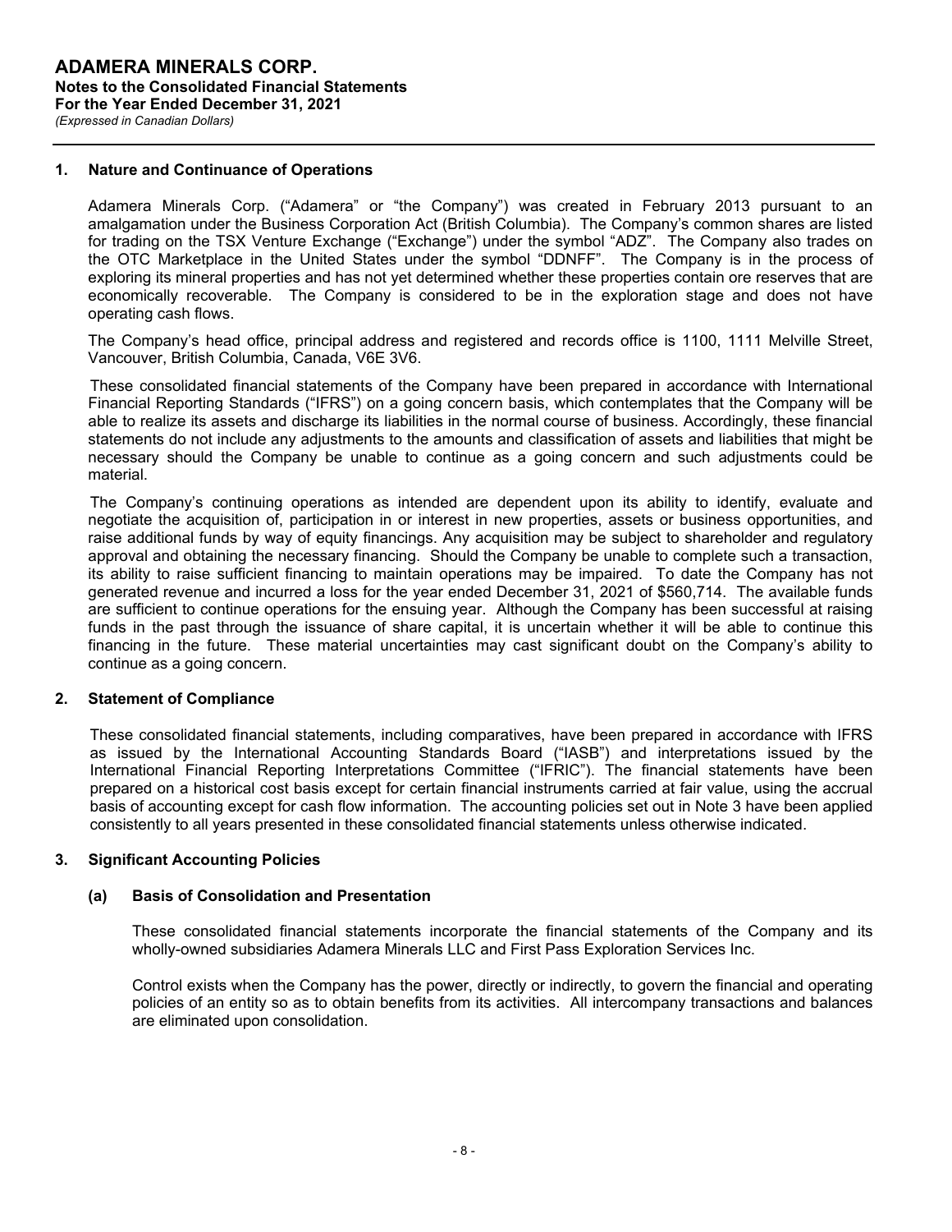**ADAMERA MINERALS CORP.**
**Notes to the Consolidated Financial Statements**
**For the Year Ended December 31, 2021**
*(Expressed in Canadian Dollars)*

## 1. Nature and Continuance of Operations

Adamera Minerals Corp. ("Adamera" or "the Company") was created in February 2013 pursuant to an amalgamation under the Business Corporation Act (British Columbia). The Company's common shares are listed for trading on the TSX Venture Exchange ("Exchange") under the symbol "ADZ". The Company also trades on the OTC Marketplace in the United States under the symbol "DDNFF". The Company is in the process of exploring its mineral properties and has not yet determined whether these properties contain ore reserves that are economically recoverable. The Company is considered to be in the exploration stage and does not have operating cash flows.

The Company's head office, principal address and registered and records office is 1100, 1111 Melville Street, Vancouver, British Columbia, Canada, V6E 3V6.

These consolidated financial statements of the Company have been prepared in accordance with International Financial Reporting Standards ("IFRS") on a going concern basis, which contemplates that the Company will be able to realize its assets and discharge its liabilities in the normal course of business. Accordingly, these financial statements do not include any adjustments to the amounts and classification of assets and liabilities that might be necessary should the Company be unable to continue as a going concern and such adjustments could be material.

The Company's continuing operations as intended are dependent upon its ability to identify, evaluate and negotiate the acquisition of, participation in or interest in new properties, assets or business opportunities, and raise additional funds by way of equity financings. Any acquisition may be subject to shareholder and regulatory approval and obtaining the necessary financing. Should the Company be unable to complete such a transaction, its ability to raise sufficient financing to maintain operations may be impaired. To date the Company has not generated revenue and incurred a loss for the year ended December 31, 2021 of $560,714. The available funds are sufficient to continue operations for the ensuing year. Although the Company has been successful at raising funds in the past through the issuance of share capital, it is uncertain whether it will be able to continue this financing in the future. These material uncertainties may cast significant doubt on the Company's ability to continue as a going concern.

## 2. Statement of Compliance

These consolidated financial statements, including comparatives, have been prepared in accordance with IFRS as issued by the International Accounting Standards Board ("IASB") and interpretations issued by the International Financial Reporting Interpretations Committee ("IFRIC"). The financial statements have been prepared on a historical cost basis except for certain financial instruments carried at fair value, using the accrual basis of accounting except for cash flow information. The accounting policies set out in Note 3 have been applied consistently to all years presented in these consolidated financial statements unless otherwise indicated.

## 3. Significant Accounting Policies

### (a) Basis of Consolidation and Presentation

These consolidated financial statements incorporate the financial statements of the Company and its wholly-owned subsidiaries Adamera Minerals LLC and First Pass Exploration Services Inc.

Control exists when the Company has the power, directly or indirectly, to govern the financial and operating policies of an entity so as to obtain benefits from its activities. All intercompany transactions and balances are eliminated upon consolidation.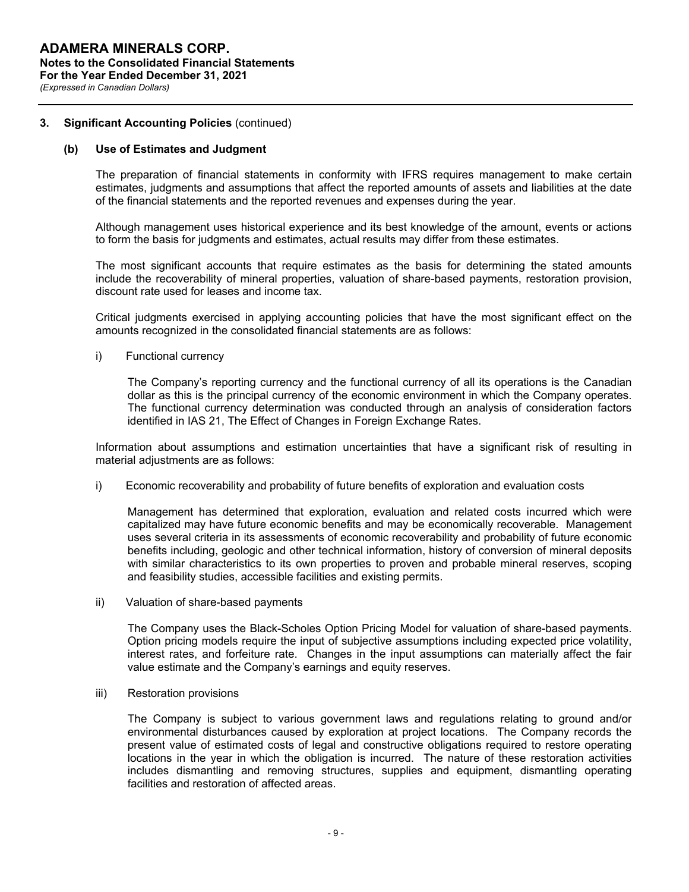### 3. Significant Accounting Policies (continued)

#### (b) Use of Estimates and Judgment

The preparation of financial statements in conformity with IFRS requires management to make certain estimates, judgments and assumptions that affect the reported amounts of assets and liabilities at the date of the financial statements and the reported revenues and expenses during the year.

Although management uses historical experience and its best knowledge of the amount, events or actions to form the basis for judgments and estimates, actual results may differ from these estimates.

The most significant accounts that require estimates as the basis for determining the stated amounts include the recoverability of mineral properties, valuation of share-based payments, restoration provision, discount rate used for leases and income tax.

Critical judgments exercised in applying accounting policies that have the most significant effect on the amounts recognized in the consolidated financial statements are as follows:

i) Functional currency

The Company's reporting currency and the functional currency of all its operations is the Canadian dollar as this is the principal currency of the economic environment in which the Company operates. The functional currency determination was conducted through an analysis of consideration factors identified in IAS 21, The Effect of Changes in Foreign Exchange Rates.

Information about assumptions and estimation uncertainties that have a significant risk of resulting in material adjustments are as follows:

i) Economic recoverability and probability of future benefits of exploration and evaluation costs

Management has determined that exploration, evaluation and related costs incurred which were capitalized may have future economic benefits and may be economically recoverable. Management uses several criteria in its assessments of economic recoverability and probability of future economic benefits including, geologic and other technical information, history of conversion of mineral deposits with similar characteristics to its own properties to proven and probable mineral reserves, scoping and feasibility studies, accessible facilities and existing permits.

ii) Valuation of share-based payments

The Company uses the Black-Scholes Option Pricing Model for valuation of share-based payments. Option pricing models require the input of subjective assumptions including expected price volatility, interest rates, and forfeiture rate. Changes in the input assumptions can materially affect the fair value estimate and the Company's earnings and equity reserves.

iii) Restoration provisions

The Company is subject to various government laws and regulations relating to ground and/or environmental disturbances caused by exploration at project locations. The Company records the present value of estimated costs of legal and constructive obligations required to restore operating locations in the year in which the obligation is incurred. The nature of these restoration activities includes dismantling and removing structures, supplies and equipment, dismantling operating facilities and restoration of affected areas.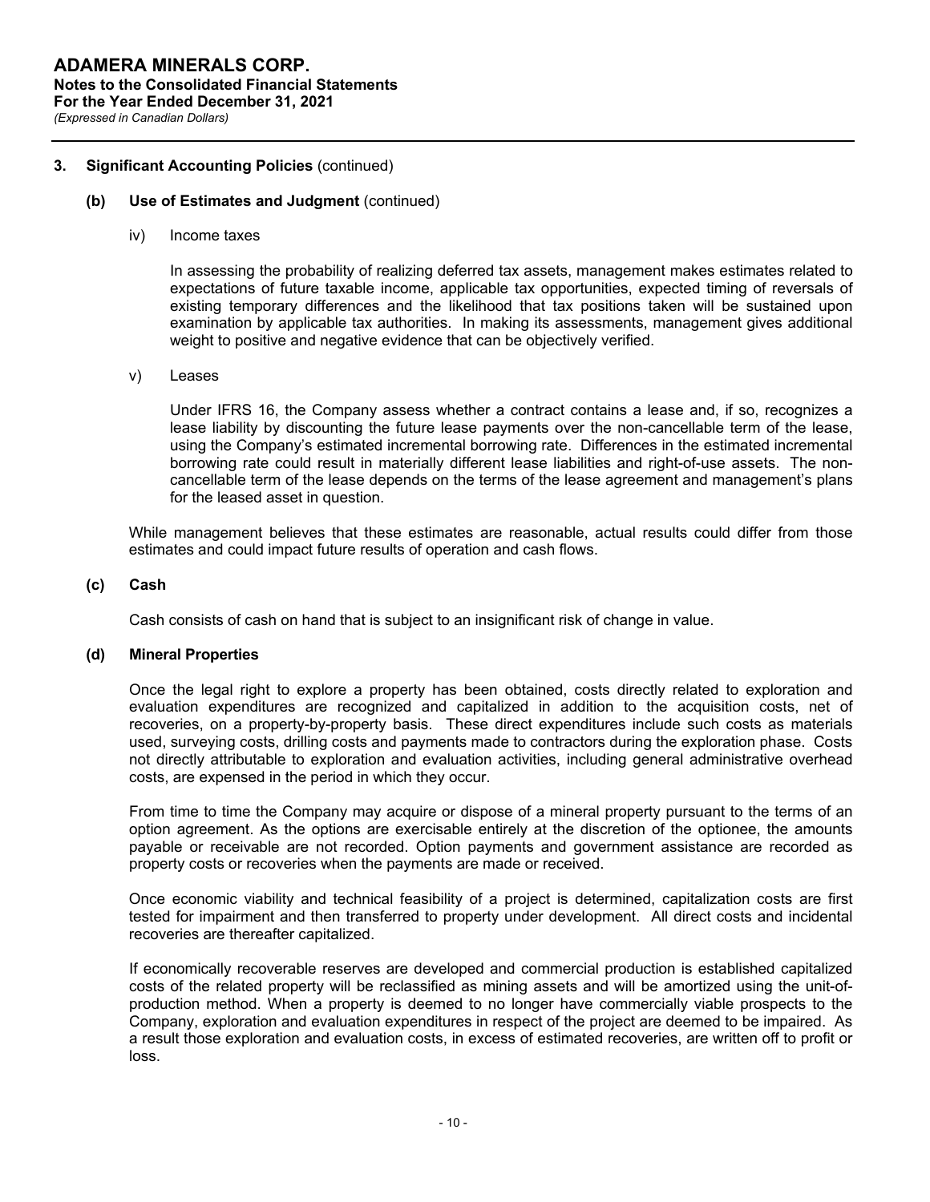## 3. Significant Accounting Policies (continued)

### (b) Use of Estimates and Judgment (continued)

iv) Income taxes

In assessing the probability of realizing deferred tax assets, management makes estimates related to expectations of future taxable income, applicable tax opportunities, expected timing of reversals of existing temporary differences and the likelihood that tax positions taken will be sustained upon examination by applicable tax authorities. In making its assessments, management gives additional weight to positive and negative evidence that can be objectively verified.

v) Leases

Under IFRS 16, the Company assess whether a contract contains a lease and, if so, recognizes a lease liability by discounting the future lease payments over the non-cancellable term of the lease, using the Company's estimated incremental borrowing rate. Differences in the estimated incremental borrowing rate could result in materially different lease liabilities and right-of-use assets. The non-cancellable term of the lease depends on the terms of the lease agreement and management's plans for the leased asset in question.

While management believes that these estimates are reasonable, actual results could differ from those estimates and could impact future results of operation and cash flows.

### (c) Cash

Cash consists of cash on hand that is subject to an insignificant risk of change in value.

### (d) Mineral Properties

Once the legal right to explore a property has been obtained, costs directly related to exploration and evaluation expenditures are recognized and capitalized in addition to the acquisition costs, net of recoveries, on a property-by-property basis. These direct expenditures include such costs as materials used, surveying costs, drilling costs and payments made to contractors during the exploration phase. Costs not directly attributable to exploration and evaluation activities, including general administrative overhead costs, are expensed in the period in which they occur.

From time to time the Company may acquire or dispose of a mineral property pursuant to the terms of an option agreement. As the options are exercisable entirely at the discretion of the optionee, the amounts payable or receivable are not recorded. Option payments and government assistance are recorded as property costs or recoveries when the payments are made or received.

Once economic viability and technical feasibility of a project is determined, capitalization costs are first tested for impairment and then transferred to property under development. All direct costs and incidental recoveries are thereafter capitalized.

If economically recoverable reserves are developed and commercial production is established capitalized costs of the related property will be reclassified as mining assets and will be amortized using the unit-of-production method. When a property is deemed to no longer have commercially viable prospects to the Company, exploration and evaluation expenditures in respect of the project are deemed to be impaired. As a result those exploration and evaluation costs, in excess of estimated recoveries, are written off to profit or loss.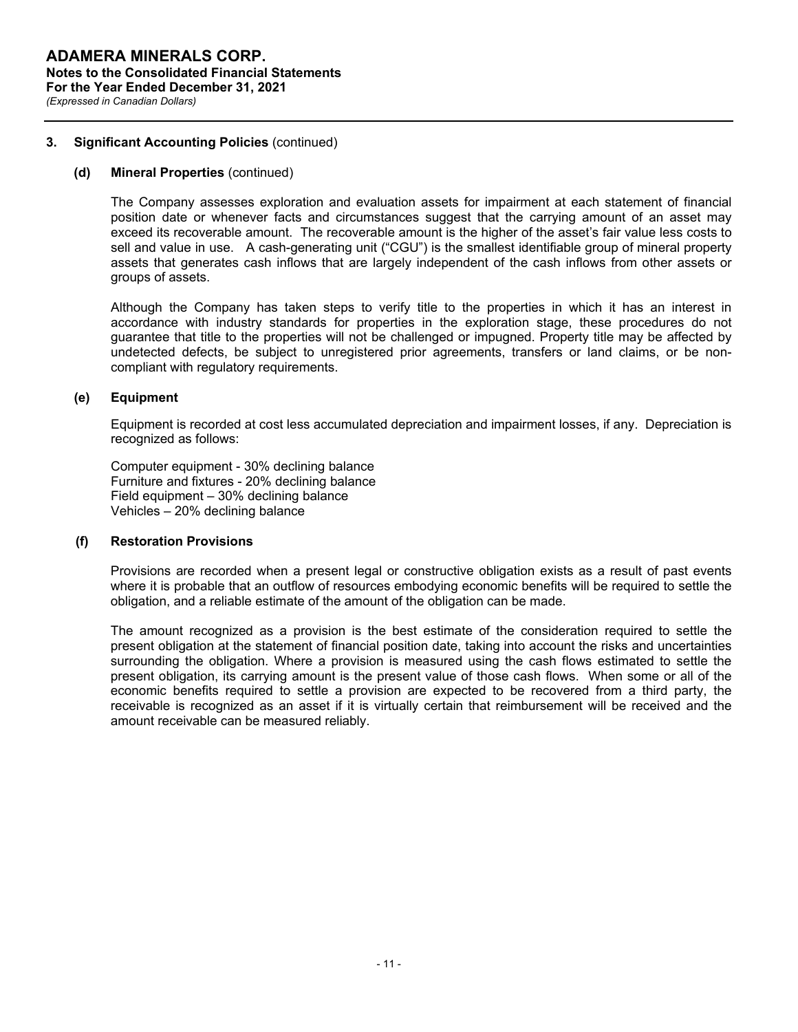## 3. Significant Accounting Policies (continued)

### (d) Mineral Properties (continued)

The Company assesses exploration and evaluation assets for impairment at each statement of financial position date or whenever facts and circumstances suggest that the carrying amount of an asset may exceed its recoverable amount. The recoverable amount is the higher of the asset's fair value less costs to sell and value in use. A cash-generating unit ("CGU") is the smallest identifiable group of mineral property assets that generates cash inflows that are largely independent of the cash inflows from other assets or groups of assets.

Although the Company has taken steps to verify title to the properties in which it has an interest in accordance with industry standards for properties in the exploration stage, these procedures do not guarantee that title to the properties will not be challenged or impugned. Property title may be affected by undetected defects, be subject to unregistered prior agreements, transfers or land claims, or be non-compliant with regulatory requirements.

### (e) Equipment

Equipment is recorded at cost less accumulated depreciation and impairment losses, if any. Depreciation is recognized as follows:

Computer equipment - 30% declining balance
Furniture and fixtures - 20% declining balance
Field equipment – 30% declining balance
Vehicles – 20% declining balance

### (f) Restoration Provisions

Provisions are recorded when a present legal or constructive obligation exists as a result of past events where it is probable that an outflow of resources embodying economic benefits will be required to settle the obligation, and a reliable estimate of the amount of the obligation can be made.

The amount recognized as a provision is the best estimate of the consideration required to settle the present obligation at the statement of financial position date, taking into account the risks and uncertainties surrounding the obligation. Where a provision is measured using the cash flows estimated to settle the present obligation, its carrying amount is the present value of those cash flows. When some or all of the economic benefits required to settle a provision are expected to be recovered from a third party, the receivable is recognized as an asset if it is virtually certain that reimbursement will be received and the amount receivable can be measured reliably.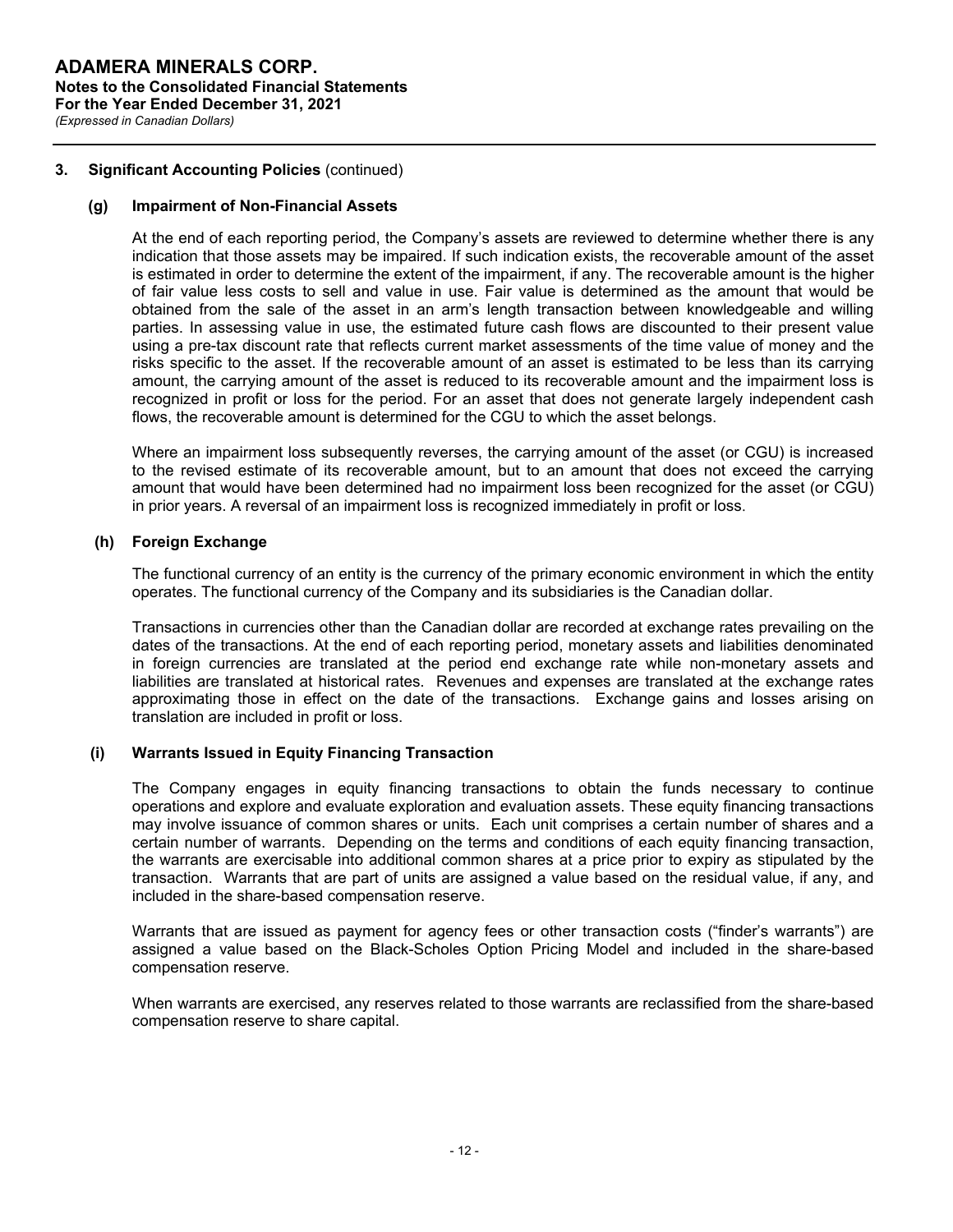## 3. Significant Accounting Policies (continued)

### (g) Impairment of Non-Financial Assets

At the end of each reporting period, the Company's assets are reviewed to determine whether there is any indication that those assets may be impaired. If such indication exists, the recoverable amount of the asset is estimated in order to determine the extent of the impairment, if any. The recoverable amount is the higher of fair value less costs to sell and value in use. Fair value is determined as the amount that would be obtained from the sale of the asset in an arm's length transaction between knowledgeable and willing parties. In assessing value in use, the estimated future cash flows are discounted to their present value using a pre-tax discount rate that reflects current market assessments of the time value of money and the risks specific to the asset. If the recoverable amount of an asset is estimated to be less than its carrying amount, the carrying amount of the asset is reduced to its recoverable amount and the impairment loss is recognized in profit or loss for the period. For an asset that does not generate largely independent cash flows, the recoverable amount is determined for the CGU to which the asset belongs.

Where an impairment loss subsequently reverses, the carrying amount of the asset (or CGU) is increased to the revised estimate of its recoverable amount, but to an amount that does not exceed the carrying amount that would have been determined had no impairment loss been recognized for the asset (or CGU) in prior years. A reversal of an impairment loss is recognized immediately in profit or loss.

### (h) Foreign Exchange

The functional currency of an entity is the currency of the primary economic environment in which the entity operates. The functional currency of the Company and its subsidiaries is the Canadian dollar.

Transactions in currencies other than the Canadian dollar are recorded at exchange rates prevailing on the dates of the transactions. At the end of each reporting period, monetary assets and liabilities denominated in foreign currencies are translated at the period end exchange rate while non-monetary assets and liabilities are translated at historical rates. Revenues and expenses are translated at the exchange rates approximating those in effect on the date of the transactions. Exchange gains and losses arising on translation are included in profit or loss.

### (i) Warrants Issued in Equity Financing Transaction

The Company engages in equity financing transactions to obtain the funds necessary to continue operations and explore and evaluate exploration and evaluation assets. These equity financing transactions may involve issuance of common shares or units. Each unit comprises a certain number of shares and a certain number of warrants. Depending on the terms and conditions of each equity financing transaction, the warrants are exercisable into additional common shares at a price prior to expiry as stipulated by the transaction. Warrants that are part of units are assigned a value based on the residual value, if any, and included in the share-based compensation reserve.

Warrants that are issued as payment for agency fees or other transaction costs ("finder's warrants") are assigned a value based on the Black-Scholes Option Pricing Model and included in the share-based compensation reserve.

When warrants are exercised, any reserves related to those warrants are reclassified from the share-based compensation reserve to share capital.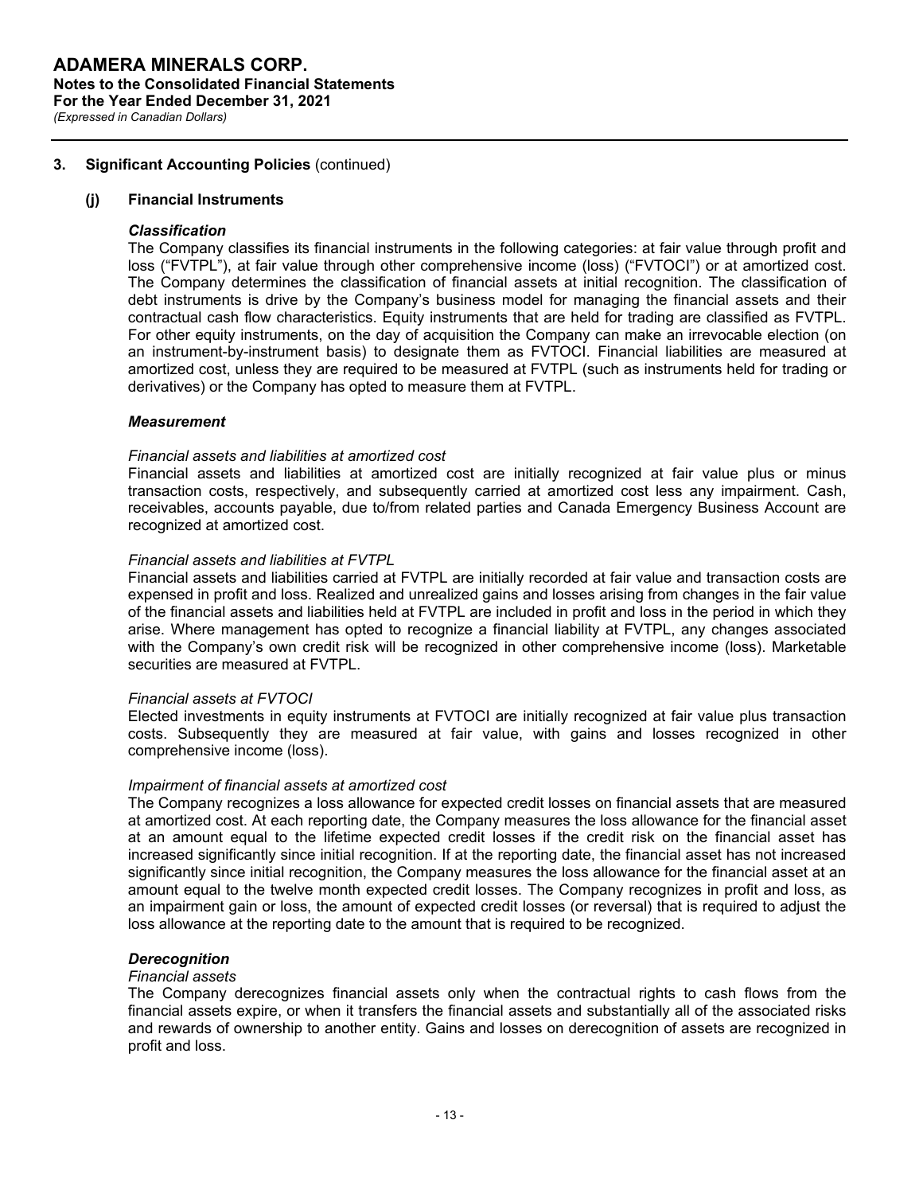## 3. Significant Accounting Policies (continued)

### (j) Financial Instruments

***Classification***

The Company classifies its financial instruments in the following categories: at fair value through profit and loss ("FVTPL"), at fair value through other comprehensive income (loss) ("FVTOCI") or at amortized cost. The Company determines the classification of financial assets at initial recognition. The classification of debt instruments is drive by the Company's business model for managing the financial assets and their contractual cash flow characteristics. Equity instruments that are held for trading are classified as FVTPL. For other equity instruments, on the day of acquisition the Company can make an irrevocable election (on an instrument-by-instrument basis) to designate them as FVTOCI. Financial liabilities are measured at amortized cost, unless they are required to be measured at FVTPL (such as instruments held for trading or derivatives) or the Company has opted to measure them at FVTPL.

***Measurement***

*Financial assets and liabilities at amortized cost*

Financial assets and liabilities at amortized cost are initially recognized at fair value plus or minus transaction costs, respectively, and subsequently carried at amortized cost less any impairment. Cash, receivables, accounts payable, due to/from related parties and Canada Emergency Business Account are recognized at amortized cost.

*Financial assets and liabilities at FVTPL*

Financial assets and liabilities carried at FVTPL are initially recorded at fair value and transaction costs are expensed in profit and loss. Realized and unrealized gains and losses arising from changes in the fair value of the financial assets and liabilities held at FVTPL are included in profit and loss in the period in which they arise. Where management has opted to recognize a financial liability at FVTPL, any changes associated with the Company's own credit risk will be recognized in other comprehensive income (loss). Marketable securities are measured at FVTPL.

*Financial assets at FVTOCI*

Elected investments in equity instruments at FVTOCI are initially recognized at fair value plus transaction costs. Subsequently they are measured at fair value, with gains and losses recognized in other comprehensive income (loss).

*Impairment of financial assets at amortized cost*

The Company recognizes a loss allowance for expected credit losses on financial assets that are measured at amortized cost. At each reporting date, the Company measures the loss allowance for the financial asset at an amount equal to the lifetime expected credit losses if the credit risk on the financial asset has increased significantly since initial recognition. If at the reporting date, the financial asset has not increased significantly since initial recognition, the Company measures the loss allowance for the financial asset at an amount equal to the twelve month expected credit losses. The Company recognizes in profit and loss, as an impairment gain or loss, the amount of expected credit losses (or reversal) that is required to adjust the loss allowance at the reporting date to the amount that is required to be recognized.

***Derecognition***

*Financial assets*

The Company derecognizes financial assets only when the contractual rights to cash flows from the financial assets expire, or when it transfers the financial assets and substantially all of the associated risks and rewards of ownership to another entity. Gains and losses on derecognition of assets are recognized in profit and loss.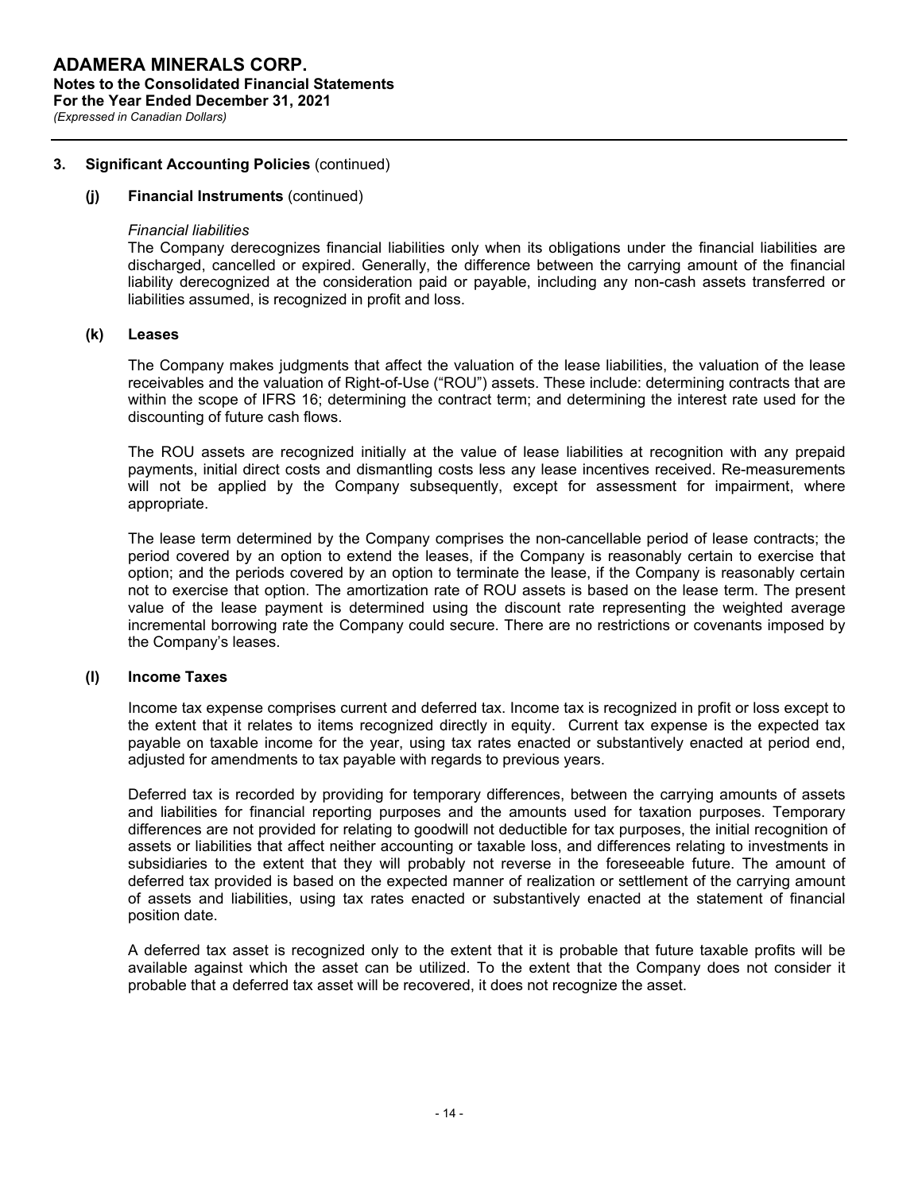## 3. Significant Accounting Policies (continued)

### (j) Financial Instruments (continued)

*Financial liabilities*

The Company derecognizes financial liabilities only when its obligations under the financial liabilities are discharged, cancelled or expired. Generally, the difference between the carrying amount of the financial liability derecognized at the consideration paid or payable, including any non-cash assets transferred or liabilities assumed, is recognized in profit and loss.

### (k) Leases

The Company makes judgments that affect the valuation of the lease liabilities, the valuation of the lease receivables and the valuation of Right-of-Use ("ROU") assets. These include: determining contracts that are within the scope of IFRS 16; determining the contract term; and determining the interest rate used for the discounting of future cash flows.

The ROU assets are recognized initially at the value of lease liabilities at recognition with any prepaid payments, initial direct costs and dismantling costs less any lease incentives received. Re-measurements will not be applied by the Company subsequently, except for assessment for impairment, where appropriate.

The lease term determined by the Company comprises the non-cancellable period of lease contracts; the period covered by an option to extend the leases, if the Company is reasonably certain to exercise that option; and the periods covered by an option to terminate the lease, if the Company is reasonably certain not to exercise that option. The amortization rate of ROU assets is based on the lease term. The present value of the lease payment is determined using the discount rate representing the weighted average incremental borrowing rate the Company could secure. There are no restrictions or covenants imposed by the Company's leases.

### (l) Income Taxes

Income tax expense comprises current and deferred tax. Income tax is recognized in profit or loss except to the extent that it relates to items recognized directly in equity. Current tax expense is the expected tax payable on taxable income for the year, using tax rates enacted or substantively enacted at period end, adjusted for amendments to tax payable with regards to previous years.

Deferred tax is recorded by providing for temporary differences, between the carrying amounts of assets and liabilities for financial reporting purposes and the amounts used for taxation purposes. Temporary differences are not provided for relating to goodwill not deductible for tax purposes, the initial recognition of assets or liabilities that affect neither accounting or taxable loss, and differences relating to investments in subsidiaries to the extent that they will probably not reverse in the foreseeable future. The amount of deferred tax provided is based on the expected manner of realization or settlement of the carrying amount of assets and liabilities, using tax rates enacted or substantively enacted at the statement of financial position date.

A deferred tax asset is recognized only to the extent that it is probable that future taxable profits will be available against which the asset can be utilized. To the extent that the Company does not consider it probable that a deferred tax asset will be recovered, it does not recognize the asset.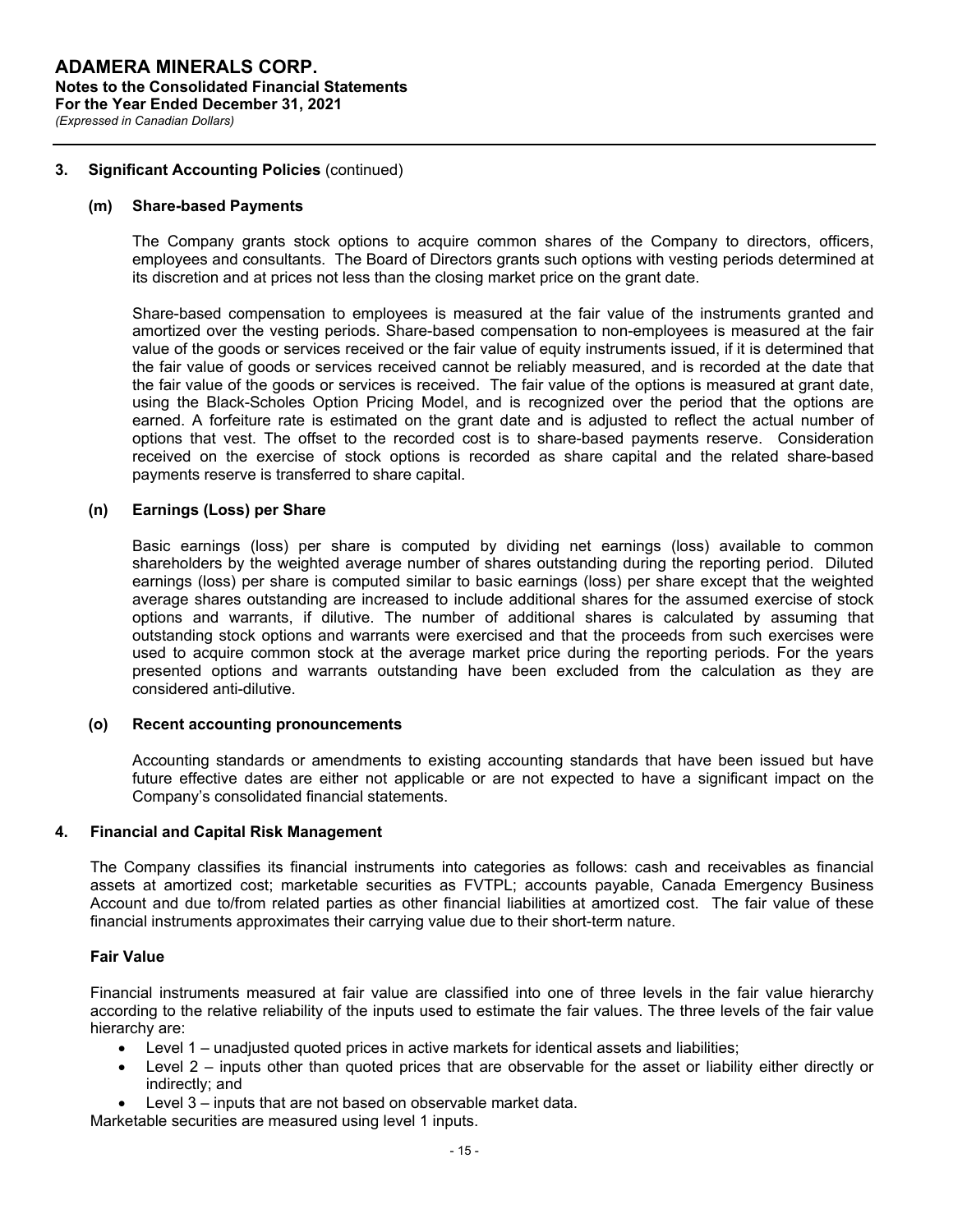### 3. Significant Accounting Policies (continued)

#### (m) Share-based Payments

The Company grants stock options to acquire common shares of the Company to directors, officers, employees and consultants. The Board of Directors grants such options with vesting periods determined at its discretion and at prices not less than the closing market price on the grant date.

Share-based compensation to employees is measured at the fair value of the instruments granted and amortized over the vesting periods. Share-based compensation to non-employees is measured at the fair value of the goods or services received or the fair value of equity instruments issued, if it is determined that the fair value of goods or services received cannot be reliably measured, and is recorded at the date that the fair value of the goods or services is received. The fair value of the options is measured at grant date, using the Black-Scholes Option Pricing Model, and is recognized over the period that the options are earned. A forfeiture rate is estimated on the grant date and is adjusted to reflect the actual number of options that vest. The offset to the recorded cost is to share-based payments reserve. Consideration received on the exercise of stock options is recorded as share capital and the related share-based payments reserve is transferred to share capital.

#### (n) Earnings (Loss) per Share

Basic earnings (loss) per share is computed by dividing net earnings (loss) available to common shareholders by the weighted average number of shares outstanding during the reporting period. Diluted earnings (loss) per share is computed similar to basic earnings (loss) per share except that the weighted average shares outstanding are increased to include additional shares for the assumed exercise of stock options and warrants, if dilutive. The number of additional shares is calculated by assuming that outstanding stock options and warrants were exercised and that the proceeds from such exercises were used to acquire common stock at the average market price during the reporting periods. For the years presented options and warrants outstanding have been excluded from the calculation as they are considered anti-dilutive.

#### (o) Recent accounting pronouncements

Accounting standards or amendments to existing accounting standards that have been issued but have future effective dates are either not applicable or are not expected to have a significant impact on the Company's consolidated financial statements.

### 4. Financial and Capital Risk Management

The Company classifies its financial instruments into categories as follows: cash and receivables as financial assets at amortized cost; marketable securities as FVTPL; accounts payable, Canada Emergency Business Account and due to/from related parties as other financial liabilities at amortized cost. The fair value of these financial instruments approximates their carrying value due to their short-term nature.

#### Fair Value

Financial instruments measured at fair value are classified into one of three levels in the fair value hierarchy according to the relative reliability of the inputs used to estimate the fair values. The three levels of the fair value hierarchy are:

- Level 1 – unadjusted quoted prices in active markets for identical assets and liabilities;
- Level 2 – inputs other than quoted prices that are observable for the asset or liability either directly or indirectly; and
- Level 3 – inputs that are not based on observable market data.

Marketable securities are measured using level 1 inputs.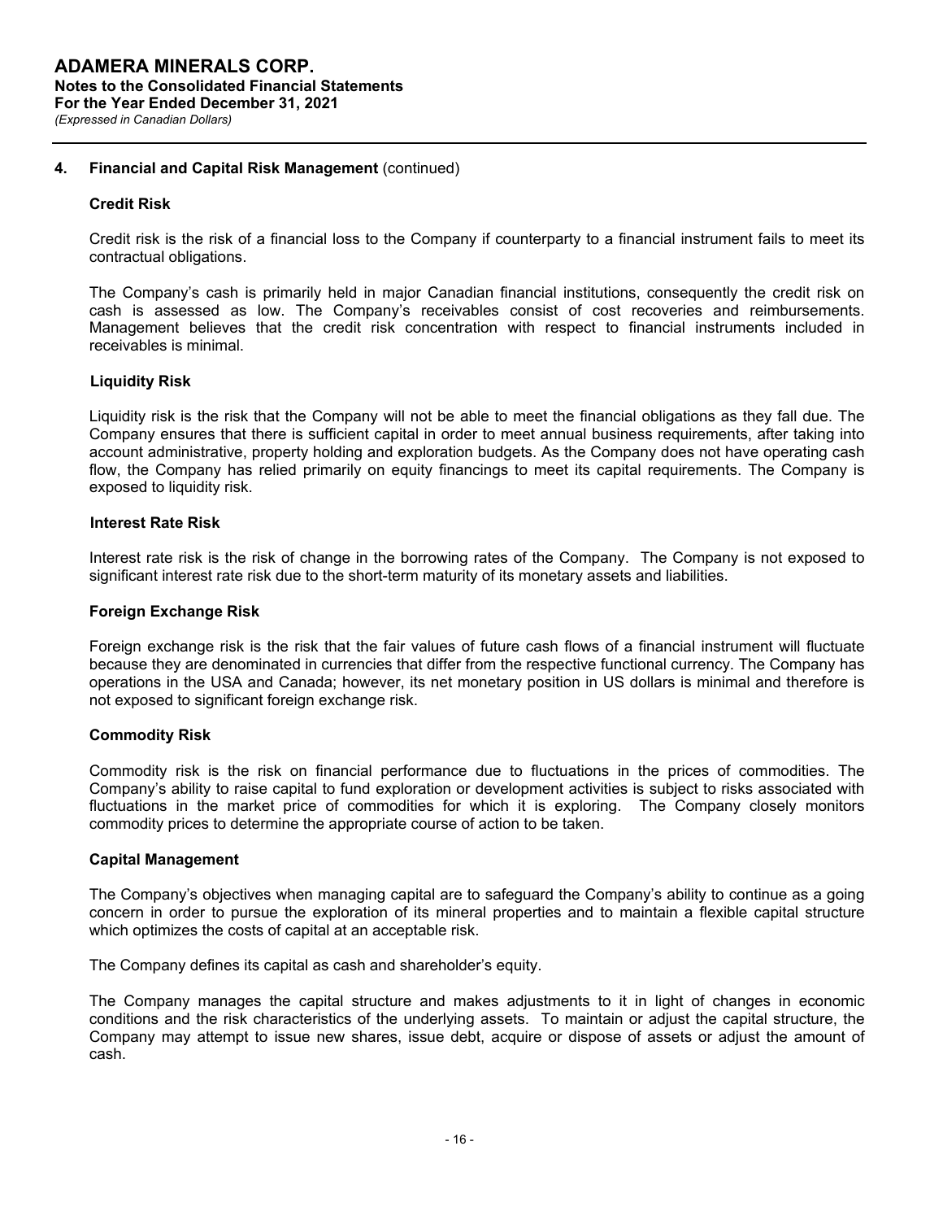## 4. Financial and Capital Risk Management (continued)

### Credit Risk

Credit risk is the risk of a financial loss to the Company if counterparty to a financial instrument fails to meet its contractual obligations.

The Company's cash is primarily held in major Canadian financial institutions, consequently the credit risk on cash is assessed as low. The Company's receivables consist of cost recoveries and reimbursements. Management believes that the credit risk concentration with respect to financial instruments included in receivables is minimal.

### Liquidity Risk

Liquidity risk is the risk that the Company will not be able to meet the financial obligations as they fall due. The Company ensures that there is sufficient capital in order to meet annual business requirements, after taking into account administrative, property holding and exploration budgets. As the Company does not have operating cash flow, the Company has relied primarily on equity financings to meet its capital requirements. The Company is exposed to liquidity risk.

### Interest Rate Risk

Interest rate risk is the risk of change in the borrowing rates of the Company. The Company is not exposed to significant interest rate risk due to the short-term maturity of its monetary assets and liabilities.

### Foreign Exchange Risk

Foreign exchange risk is the risk that the fair values of future cash flows of a financial instrument will fluctuate because they are denominated in currencies that differ from the respective functional currency. The Company has operations in the USA and Canada; however, its net monetary position in US dollars is minimal and therefore is not exposed to significant foreign exchange risk.

### Commodity Risk

Commodity risk is the risk on financial performance due to fluctuations in the prices of commodities. The Company's ability to raise capital to fund exploration or development activities is subject to risks associated with fluctuations in the market price of commodities for which it is exploring. The Company closely monitors commodity prices to determine the appropriate course of action to be taken.

### Capital Management

The Company's objectives when managing capital are to safeguard the Company's ability to continue as a going concern in order to pursue the exploration of its mineral properties and to maintain a flexible capital structure which optimizes the costs of capital at an acceptable risk.

The Company defines its capital as cash and shareholder's equity.

The Company manages the capital structure and makes adjustments to it in light of changes in economic conditions and the risk characteristics of the underlying assets. To maintain or adjust the capital structure, the Company may attempt to issue new shares, issue debt, acquire or dispose of assets or adjust the amount of cash.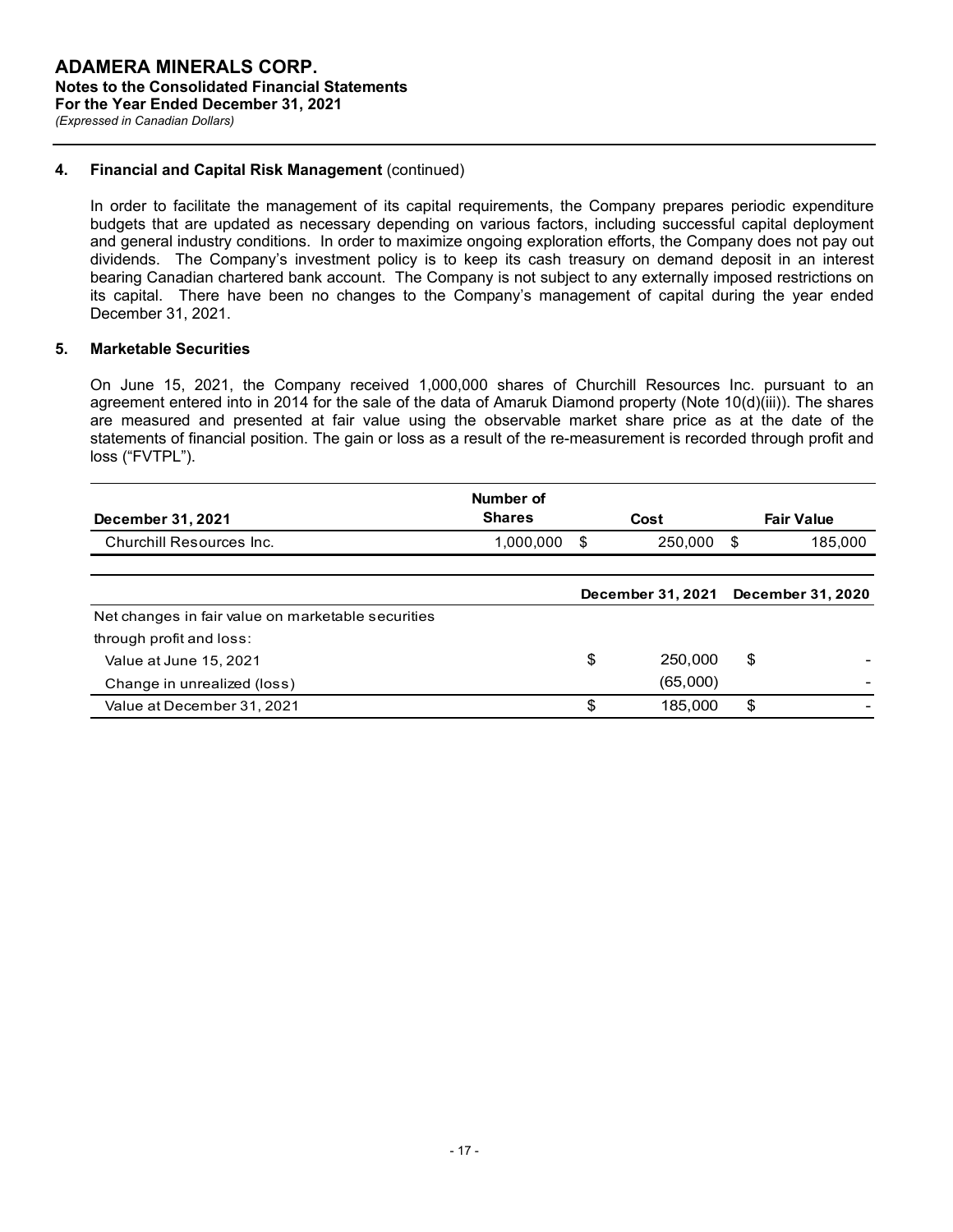### 4. Financial and Capital Risk Management (continued)

In order to facilitate the management of its capital requirements, the Company prepares periodic expenditure budgets that are updated as necessary depending on various factors, including successful capital deployment and general industry conditions. In order to maximize ongoing exploration efforts, the Company does not pay out dividends. The Company's investment policy is to keep its cash treasury on demand deposit in an interest bearing Canadian chartered bank account. The Company is not subject to any externally imposed restrictions on its capital. There have been no changes to the Company's management of capital during the year ended December 31, 2021.

### 5. Marketable Securities

On June 15, 2021, the Company received 1,000,000 shares of Churchill Resources Inc. pursuant to an agreement entered into in 2014 for the sale of the data of Amaruk Diamond property (Note 10(d)(iii)). The shares are measured and presented at fair value using the observable market share price as at the date of the statements of financial position. The gain or loss as a result of the re-measurement is recorded through profit and loss ("FVTPL").

| December 31, 2021 | Number of Shares | Cost | Fair Value |
|---|---|---|---|
| Churchill Resources Inc. | 1,000,000 | $ 250,000 | $ 185,000 |

| | December 31, 2021 | December 31, 2020 |
|---|---|---|
| Net changes in fair value on marketable securities through profit and loss: | | |
| Value at June 15, 2021 | $ 250,000 | $ - |
| Change in unrealized (loss) | (65,000) | - |
| Value at December 31, 2021 | $ 185,000 | $ - |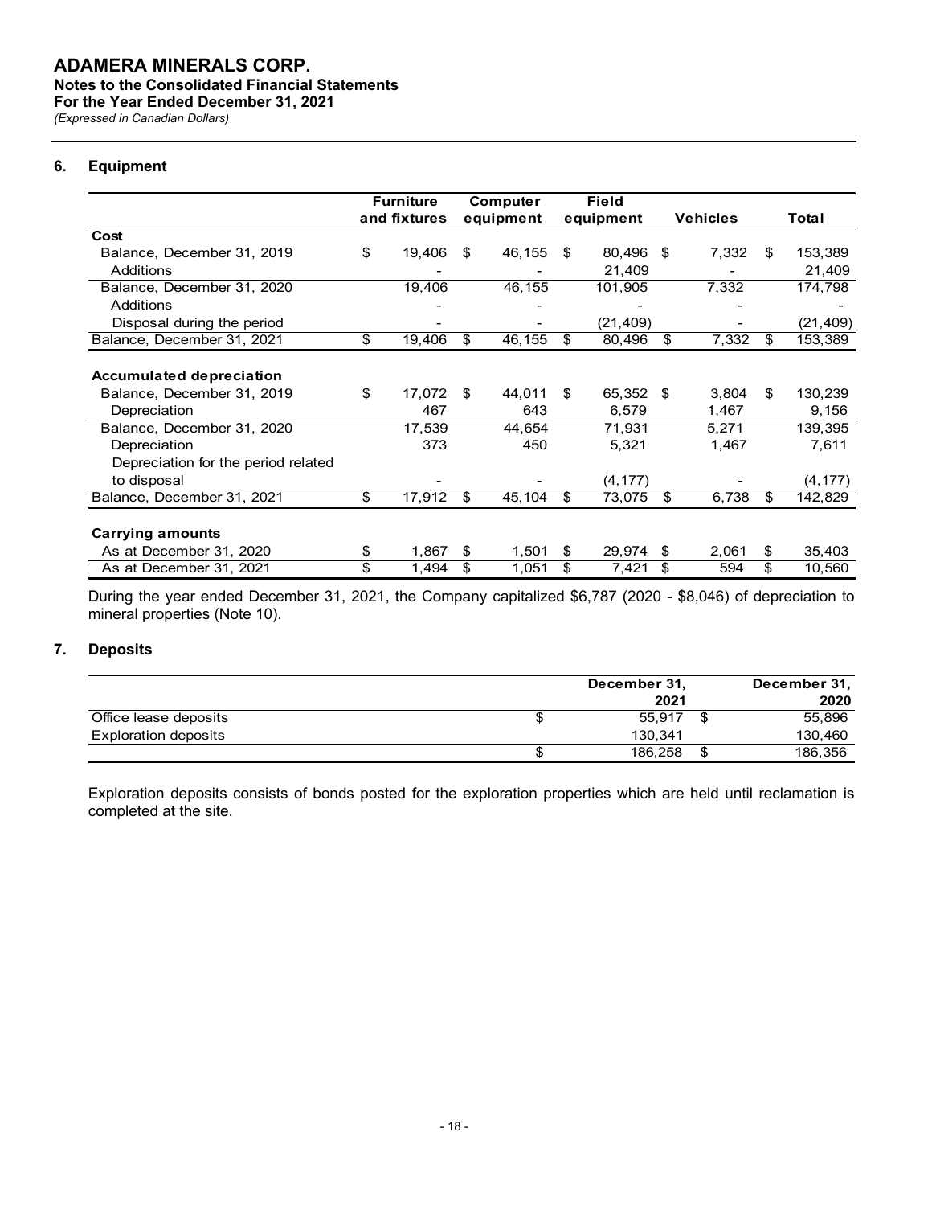**ADAMERA MINERALS CORP.**
**Notes to the Consolidated Financial Statements**
**For the Year Ended December 31, 2021**
*(Expressed in Canadian Dollars)*

## 6. Equipment

| | Furniture and fixtures | Computer equipment | Field equipment | Vehicles | Total |
|---|---|---|---|---|---|
| **Cost** | | | | | |
| Balance, December 31, 2019 | $ 19,406 | $ 46,155 | $ 80,496 | $ 7,332 | $ 153,389 |
| Additions | - | - | 21,409 | - | 21,409 |
| Balance, December 31, 2020 | 19,406 | 46,155 | 101,905 | 7,332 | 174,798 |
| Additions | - | - | - | - | - |
| Disposal during the period | - | - | (21,409) | - | (21,409) |
| Balance, December 31, 2021 | $ 19,406 | $ 46,155 | $ 80,496 | $ 7,332 | $ 153,389 |
| **Accumulated depreciation** | | | | | |
| Balance, December 31, 2019 | $ 17,072 | $ 44,011 | $ 65,352 | $ 3,804 | $ 130,239 |
| Depreciation | 467 | 643 | 6,579 | 1,467 | 9,156 |
| Balance, December 31, 2020 | 17,539 | 44,654 | 71,931 | 5,271 | 139,395 |
| Depreciation | 373 | 450 | 5,321 | 1,467 | 7,611 |
| Depreciation for the period related to disposal | - | - | (4,177) | - | (4,177) |
| Balance, December 31, 2021 | $ 17,912 | $ 45,104 | $ 73,075 | $ 6,738 | $ 142,829 |
| **Carrying amounts** | | | | | |
| As at December 31, 2020 | $ 1,867 | $ 1,501 | $ 29,974 | $ 2,061 | $ 35,403 |
| As at December 31, 2021 | $ 1,494 | $ 1,051 | $ 7,421 | $ 594 | $ 10,560 |

During the year ended December 31, 2021, the Company capitalized $6,787 (2020 - $8,046) of depreciation to mineral properties (Note 10).

## 7. Deposits

| | December 31, 2021 | December 31, 2020 |
|---|---|---|
| Office lease deposits | $ 55,917 | $ 55,896 |
| Exploration deposits | 130,341 | 130,460 |
| | $ 186,258 | $ 186,356 |

Exploration deposits consists of bonds posted for the exploration properties which are held until reclamation is completed at the site.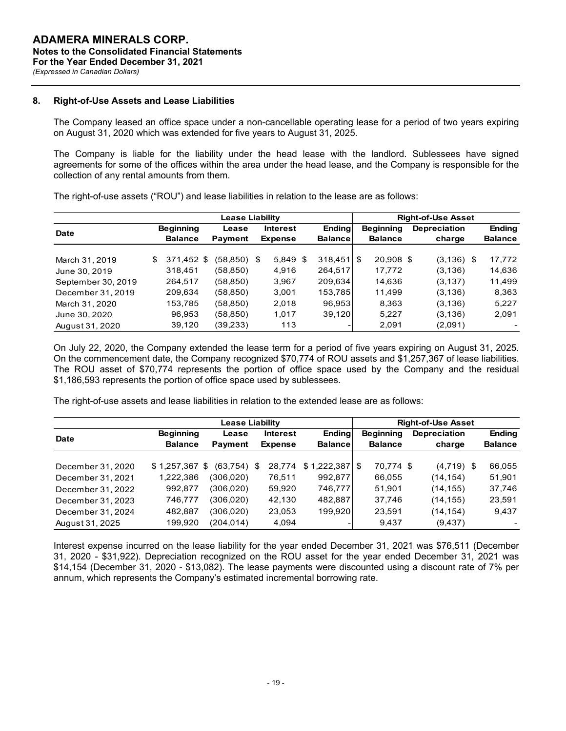**ADAMERA MINERALS CORP.**
**Notes to the Consolidated Financial Statements**
**For the Year Ended December 31, 2021**
*(Expressed in Canadian Dollars)*

## 8. Right-of-Use Assets and Lease Liabilities

The Company leased an office space under a non-cancellable operating lease for a period of two years expiring on August 31, 2020 which was extended for five years to August 31, 2025.

The Company is liable for the liability under the head lease with the landlord. Sublessees have signed agreements for some of the offices within the area under the head lease, and the Company is responsible for the collection of any rental amounts from them.

The right-of-use assets ("ROU") and lease liabilities in relation to the lease are as follows:

| Date | Lease Liability | | | | Right-of-Use Asset | | |
|---|---|---|---|---|---|---|---|
| | Beginning Balance | Lease Payment | Interest Expense | Ending Balance | Beginning Balance | Depreciation charge | Ending Balance |
| March 31, 2019 | $ 371,452 | $ (58,850) | $ 5,849 | $ 318,451 | $ 20,908 | $ (3,136) | $ 17,772 |
| June 30, 2019 | 318,451 | (58,850) | 4,916 | 264,517 | 17,772 | (3,136) | 14,636 |
| September 30, 2019 | 264,517 | (58,850) | 3,967 | 209,634 | 14,636 | (3,137) | 11,499 |
| December 31, 2019 | 209,634 | (58,850) | 3,001 | 153,785 | 11,499 | (3,136) | 8,363 |
| March 31, 2020 | 153,785 | (58,850) | 2,018 | 96,953 | 8,363 | (3,136) | 5,227 |
| June 30, 2020 | 96,953 | (58,850) | 1,017 | 39,120 | 5,227 | (3,136) | 2,091 |
| August 31, 2020 | 39,120 | (39,233) | 113 | - | 2,091 | (2,091) | - |

On July 22, 2020, the Company extended the lease term for a period of five years expiring on August 31, 2025. On the commencement date, the Company recognized $70,774 of ROU assets and $1,257,367 of lease liabilities. The ROU asset of $70,774 represents the portion of office space used by the Company and the residual $1,186,593 represents the portion of office space used by sublessees.

The right-of-use assets and lease liabilities in relation to the extended lease are as follows:

| Date | Lease Liability | | | | Right-of-Use Asset | | |
|---|---|---|---|---|---|---|---|
| | Beginning Balance | Lease Payment | Interest Expense | Ending Balance | Beginning Balance | Depreciation charge | Ending Balance |
| December 31, 2020 | $ 1,257,367 | $ (63,754) | $ 28,774 | $ 1,222,387 | $ 70,774 | $ (4,719) | $ 66,055 |
| December 31, 2021 | 1,222,386 | (306,020) | 76,511 | 992,877 | 66,055 | (14,154) | 51,901 |
| December 31, 2022 | 992,877 | (306,020) | 59,920 | 746,777 | 51,901 | (14,155) | 37,746 |
| December 31, 2023 | 746,777 | (306,020) | 42,130 | 482,887 | 37,746 | (14,155) | 23,591 |
| December 31, 2024 | 482,887 | (306,020) | 23,053 | 199,920 | 23,591 | (14,154) | 9,437 |
| August 31, 2025 | 199,920 | (204,014) | 4,094 | - | 9,437 | (9,437) | - |

Interest expense incurred on the lease liability for the year ended December 31, 2021 was $76,511 (December 31, 2020 - $31,922). Depreciation recognized on the ROU asset for the year ended December 31, 2021 was $14,154 (December 31, 2020 - $13,082). The lease payments were discounted using a discount rate of 7% per annum, which represents the Company's estimated incremental borrowing rate.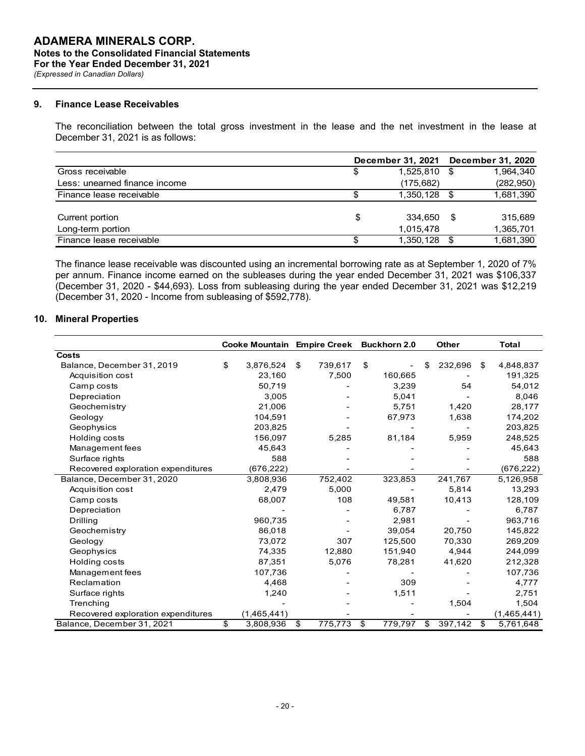**ADAMERA MINERALS CORP.**
**Notes to the Consolidated Financial Statements**
**For the Year Ended December 31, 2021**
*(Expressed in Canadian Dollars)*

## 9. Finance Lease Receivables

The reconciliation between the total gross investment in the lease and the net investment in the lease at December 31, 2021 is as follows:

| | December 31, 2021 | December 31, 2020 |
|---|---|---|
| Gross receivable | $ 1,525,810 | $ 1,964,340 |
| Less: unearned finance income | (175,682) | (282,950) |
| Finance lease receivable | $ 1,350,128 | $ 1,681,390 |
| | | |
| Current portion | $ 334,650 | $ 315,689 |
| Long-term portion | 1,015,478 | 1,365,701 |
| Finance lease receivable | $ 1,350,128 | $ 1,681,390 |

The finance lease receivable was discounted using an incremental borrowing rate as at September 1, 2020 of 7% per annum. Finance income earned on the subleases during the year ended December 31, 2021 was $106,337 (December 31, 2020 - $44,693). Loss from subleasing during the year ended December 31, 2021 was $12,219 (December 31, 2020 - Income from subleasing of $592,778).

## 10. Mineral Properties

| | Cooke Mountain | Empire Creek | Buckhorn 2.0 | Other | Total |
|---|---|---|---|---|---|
| **Costs** | | | | | |
| Balance, December 31, 2019 | $ 3,876,524 | $ 739,617 | $ - | $ 232,696 | $ 4,848,837 |
| Acquisition cost | 23,160 | 7,500 | 160,665 | - | 191,325 |
| Camp costs | 50,719 | - | 3,239 | 54 | 54,012 |
| Depreciation | 3,005 | - | 5,041 | - | 8,046 |
| Geochemistry | 21,006 | - | 5,751 | 1,420 | 28,177 |
| Geology | 104,591 | - | 67,973 | 1,638 | 174,202 |
| Geophysics | 203,825 | - | - | - | 203,825 |
| Holding costs | 156,097 | 5,285 | 81,184 | 5,959 | 248,525 |
| Management fees | 45,643 | - | - | - | 45,643 |
| Surface rights | 588 | - | - | - | 588 |
| Recovered exploration expenditures | (676,222) | - | - | - | (676,222) |
| Balance, December 31, 2020 | 3,808,936 | 752,402 | 323,853 | 241,767 | 5,126,958 |
| Acquisition cost | 2,479 | 5,000 | - | 5,814 | 13,293 |
| Camp costs | 68,007 | 108 | 49,581 | 10,413 | 128,109 |
| Depreciation | - | - | 6,787 | - | 6,787 |
| Drilling | 960,735 | - | 2,981 | - | 963,716 |
| Geochemistry | 86,018 | - | 39,054 | 20,750 | 145,822 |
| Geology | 73,072 | 307 | 125,500 | 70,330 | 269,209 |
| Geophysics | 74,335 | 12,880 | 151,940 | 4,944 | 244,099 |
| Holding costs | 87,351 | 5,076 | 78,281 | 41,620 | 212,328 |
| Management fees | 107,736 | - | - | - | 107,736 |
| Reclamation | 4,468 | - | 309 | - | 4,777 |
| Surface rights | 1,240 | - | 1,511 | - | 2,751 |
| Trenching | - | - | - | 1,504 | 1,504 |
| Recovered exploration expenditures | (1,465,441) | - | - | - | (1,465,441) |
| Balance, December 31, 2021 | $ 3,808,936 | $ 775,773 | $ 779,797 | $ 397,142 | $ 5,761,648 |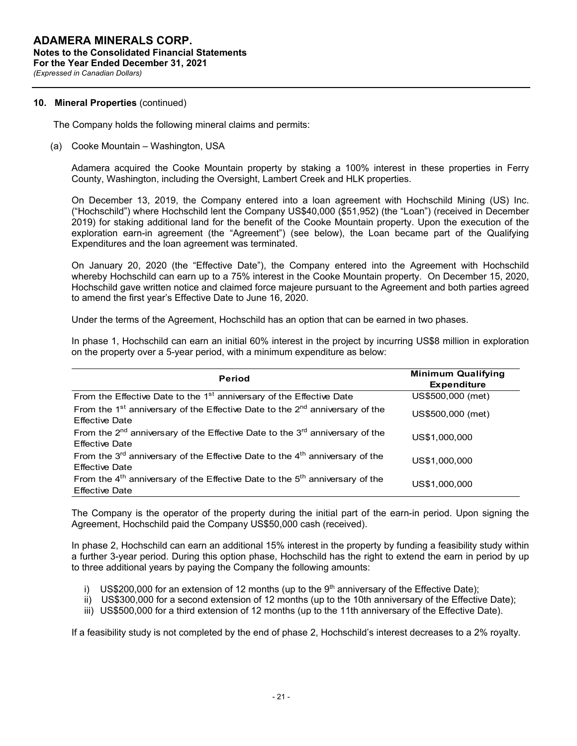## 10. Mineral Properties (continued)

The Company holds the following mineral claims and permits:

(a) Cooke Mountain – Washington, USA

Adamera acquired the Cooke Mountain property by staking a 100% interest in these properties in Ferry County, Washington, including the Oversight, Lambert Creek and HLK properties.

On December 13, 2019, the Company entered into a loan agreement with Hochschild Mining (US) Inc. ("Hochschild") where Hochschild lent the Company US$40,000 ($51,952) (the "Loan") (received in December 2019) for staking additional land for the benefit of the Cooke Mountain property. Upon the execution of the exploration earn-in agreement (the "Agreement") (see below), the Loan became part of the Qualifying Expenditures and the loan agreement was terminated.

On January 20, 2020 (the "Effective Date"), the Company entered into the Agreement with Hochschild whereby Hochschild can earn up to a 75% interest in the Cooke Mountain property. On December 15, 2020, Hochschild gave written notice and claimed force majeure pursuant to the Agreement and both parties agreed to amend the first year's Effective Date to June 16, 2020.

Under the terms of the Agreement, Hochschild has an option that can be earned in two phases.

In phase 1, Hochschild can earn an initial 60% interest in the project by incurring US$8 million in exploration on the property over a 5-year period, with a minimum expenditure as below:

| Period | Minimum Qualifying Expenditure |
|---|---|
| From the Effective Date to the 1st anniversary of the Effective Date | US$500,000 (met) |
| From the 1st anniversary of the Effective Date to the 2nd anniversary of the Effective Date | US$500,000 (met) |
| From the 2nd anniversary of the Effective Date to the 3rd anniversary of the Effective Date | US$1,000,000 |
| From the 3rd anniversary of the Effective Date to the 4th anniversary of the Effective Date | US$1,000,000 |
| From the 4th anniversary of the Effective Date to the 5th anniversary of the Effective Date | US$1,000,000 |

The Company is the operator of the property during the initial part of the earn-in period. Upon signing the Agreement, Hochschild paid the Company US$50,000 cash (received).

In phase 2, Hochschild can earn an additional 15% interest in the property by funding a feasibility study within a further 3-year period. During this option phase, Hochschild has the right to extend the earn in period by up to three additional years by paying the Company the following amounts:

i) US$200,000 for an extension of 12 months (up to the 9th anniversary of the Effective Date);
ii) US$300,000 for a second extension of 12 months (up to the 10th anniversary of the Effective Date);
iii) US$500,000 for a third extension of 12 months (up to the 11th anniversary of the Effective Date).

If a feasibility study is not completed by the end of phase 2, Hochschild's interest decreases to a 2% royalty.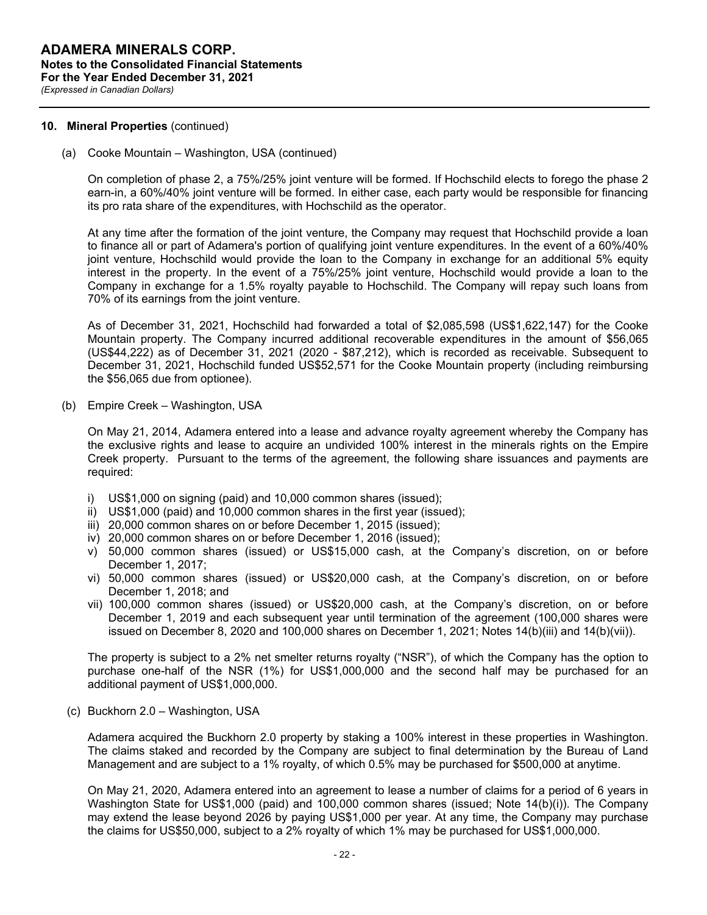## 10. Mineral Properties (continued)

(a) Cooke Mountain – Washington, USA (continued)

On completion of phase 2, a 75%/25% joint venture will be formed. If Hochschild elects to forego the phase 2 earn-in, a 60%/40% joint venture will be formed. In either case, each party would be responsible for financing its pro rata share of the expenditures, with Hochschild as the operator.

At any time after the formation of the joint venture, the Company may request that Hochschild provide a loan to finance all or part of Adamera's portion of qualifying joint venture expenditures. In the event of a 60%/40% joint venture, Hochschild would provide the loan to the Company in exchange for an additional 5% equity interest in the property. In the event of a 75%/25% joint venture, Hochschild would provide a loan to the Company in exchange for a 1.5% royalty payable to Hochschild. The Company will repay such loans from 70% of its earnings from the joint venture.

As of December 31, 2021, Hochschild had forwarded a total of $2,085,598 (US$1,622,147) for the Cooke Mountain property. The Company incurred additional recoverable expenditures in the amount of $56,065 (US$44,222) as of December 31, 2021 (2020 - $87,212), which is recorded as receivable. Subsequent to December 31, 2021, Hochschild funded US$52,571 for the Cooke Mountain property (including reimbursing the $56,065 due from optionee).

(b) Empire Creek – Washington, USA

On May 21, 2014, Adamera entered into a lease and advance royalty agreement whereby the Company has the exclusive rights and lease to acquire an undivided 100% interest in the minerals rights on the Empire Creek property. Pursuant to the terms of the agreement, the following share issuances and payments are required:

i) US$1,000 on signing (paid) and 10,000 common shares (issued);
ii) US$1,000 (paid) and 10,000 common shares in the first year (issued);
iii) 20,000 common shares on or before December 1, 2015 (issued);
iv) 20,000 common shares on or before December 1, 2016 (issued);
v) 50,000 common shares (issued) or US$15,000 cash, at the Company's discretion, on or before December 1, 2017;
vi) 50,000 common shares (issued) or US$20,000 cash, at the Company's discretion, on or before December 1, 2018; and
vii) 100,000 common shares (issued) or US$20,000 cash, at the Company's discretion, on or before December 1, 2019 and each subsequent year until termination of the agreement (100,000 shares were issued on December 8, 2020 and 100,000 shares on December 1, 2021; Notes 14(b)(iii) and 14(b)(vii)).

The property is subject to a 2% net smelter returns royalty ("NSR"), of which the Company has the option to purchase one-half of the NSR (1%) for US$1,000,000 and the second half may be purchased for an additional payment of US$1,000,000.

(c) Buckhorn 2.0 – Washington, USA

Adamera acquired the Buckhorn 2.0 property by staking a 100% interest in these properties in Washington. The claims staked and recorded by the Company are subject to final determination by the Bureau of Land Management and are subject to a 1% royalty, of which 0.5% may be purchased for $500,000 at anytime.

On May 21, 2020, Adamera entered into an agreement to lease a number of claims for a period of 6 years in Washington State for US$1,000 (paid) and 100,000 common shares (issued; Note 14(b)(i)). The Company may extend the lease beyond 2026 by paying US$1,000 per year. At any time, the Company may purchase the claims for US$50,000, subject to a 2% royalty of which 1% may be purchased for US$1,000,000.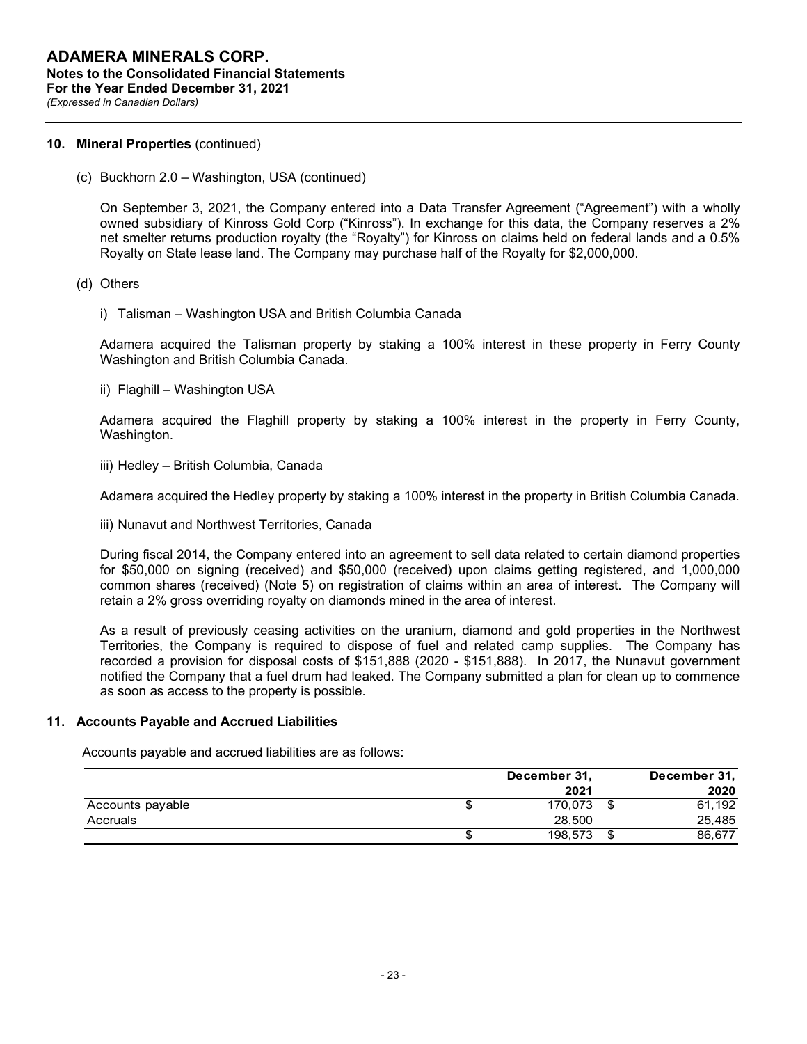## 10. Mineral Properties (continued)

(c) Buckhorn 2.0 – Washington, USA (continued)

On September 3, 2021, the Company entered into a Data Transfer Agreement ("Agreement") with a wholly owned subsidiary of Kinross Gold Corp ("Kinross"). In exchange for this data, the Company reserves a 2% net smelter returns production royalty (the "Royalty") for Kinross on claims held on federal lands and a 0.5% Royalty on State lease land. The Company may purchase half of the Royalty for $2,000,000.

(d) Others

i) Talisman – Washington USA and British Columbia Canada

Adamera acquired the Talisman property by staking a 100% interest in these property in Ferry County Washington and British Columbia Canada.

ii) Flaghill – Washington USA

Adamera acquired the Flaghill property by staking a 100% interest in the property in Ferry County, Washington.

iii) Hedley – British Columbia, Canada

Adamera acquired the Hedley property by staking a 100% interest in the property in British Columbia Canada.

iii) Nunavut and Northwest Territories, Canada

During fiscal 2014, the Company entered into an agreement to sell data related to certain diamond properties for $50,000 on signing (received) and $50,000 (received) upon claims getting registered, and 1,000,000 common shares (received) (Note 5) on registration of claims within an area of interest. The Company will retain a 2% gross overriding royalty on diamonds mined in the area of interest.

As a result of previously ceasing activities on the uranium, diamond and gold properties in the Northwest Territories, the Company is required to dispose of fuel and related camp supplies. The Company has recorded a provision for disposal costs of $151,888 (2020 - $151,888). In 2017, the Nunavut government notified the Company that a fuel drum had leaked. The Company submitted a plan for clean up to commence as soon as access to the property is possible.

## 11. Accounts Payable and Accrued Liabilities

Accounts payable and accrued liabilities are as follows:

| | December 31, 2021 | December 31, 2020 |
|---|---|---|
| Accounts payable | $ 170,073 | $ 61,192 |
| Accruals | 28,500 | 25,485 |
| | $ 198,573 | $ 86,677 |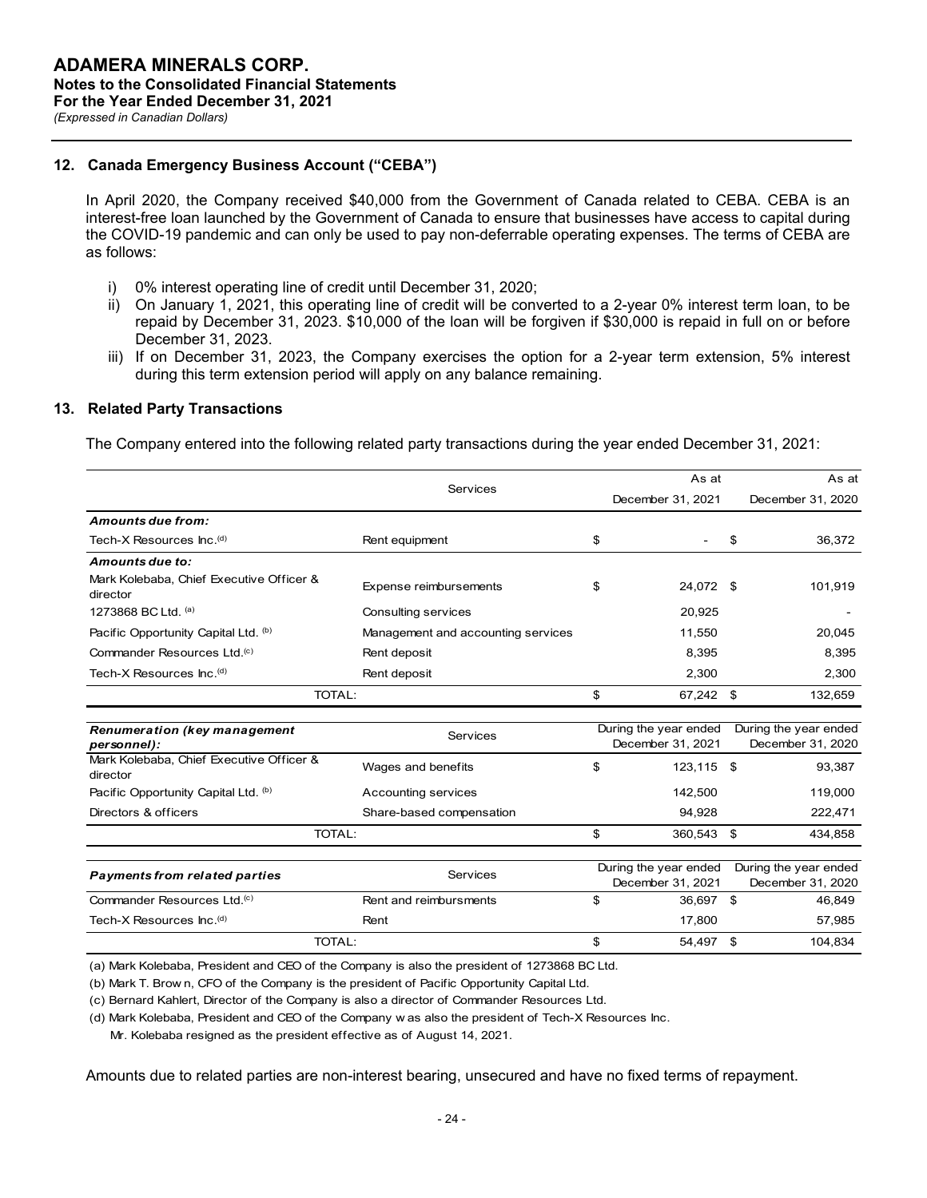## 12. Canada Emergency Business Account ("CEBA")

In April 2020, the Company received $40,000 from the Government of Canada related to CEBA. CEBA is an interest-free loan launched by the Government of Canada to ensure that businesses have access to capital during the COVID-19 pandemic and can only be used to pay non-deferrable operating expenses. The terms of CEBA are as follows:

i) 0% interest operating line of credit until December 31, 2020;
ii) On January 1, 2021, this operating line of credit will be converted to a 2-year 0% interest term loan, to be repaid by December 31, 2023. $10,000 of the loan will be forgiven if $30,000 is repaid in full on or before December 31, 2023.
iii) If on December 31, 2023, the Company exercises the option for a 2-year term extension, 5% interest during this term extension period will apply on any balance remaining.

## 13. Related Party Transactions

The Company entered into the following related party transactions during the year ended December 31, 2021:

| | Services | As at December 31, 2021 | As at December 31, 2020 |
|---|---|---|---|
| ***Amounts due from:*** | | | |
| Tech-X Resources Inc.[(d)] | Rent equipment | $ - | $ 36,372 |
| ***Amounts due to:*** | | | |
| Mark Kolebaba, Chief Executive Officer & director | Expense reimbursements | $ 24,072 | $ 101,919 |
| 1273868 BC Ltd. [(a)] | Consulting services | 20,925 | - |
| Pacific Opportunity Capital Ltd. [(b)] | Management and accounting services | 11,550 | 20,045 |
| Commander Resources Ltd.[(c)] | Rent deposit | 8,395 | 8,395 |
| Tech-X Resources Inc.[(d)] | Rent deposit | 2,300 | 2,300 |
| TOTAL: | | $ 67,242 | $ 132,659 |

| ***Renumeration (key management personnel):*** | Services | During the year ended December 31, 2021 | During the year ended December 31, 2020 |
|---|---|---|---|
| Mark Kolebaba, Chief Executive Officer & director | Wages and benefits | $ 123,115 | $ 93,387 |
| Pacific Opportunity Capital Ltd. [(b)] | Accounting services | 142,500 | 119,000 |
| Directors & officers | Share-based compensation | 94,928 | 222,471 |
| TOTAL: | | $ 360,543 | $ 434,858 |

| ***Payments from related parties*** | Services | During the year ended December 31, 2021 | During the year ended December 31, 2020 |
|---|---|---|---|
| Commander Resources Ltd.[(c)] | Rent and reimbursments | $ 36,697 | $ 46,849 |
| Tech-X Resources Inc.[(d)] | Rent | 17,800 | 57,985 |
| TOTAL: | | $ 54,497 | $ 104,834 |

(a) Mark Kolebaba, President and CEO of the Company is also the president of 1273868 BC Ltd.

(b) Mark T. Brown, CFO of the Company is the president of Pacific Opportunity Capital Ltd.

(c) Bernard Kahlert, Director of the Company is also a director of Commander Resources Ltd.

(d) Mark Kolebaba, President and CEO of the Company was also the president of Tech-X Resources Inc. Mr. Kolebaba resigned as the president effective as of August 14, 2021.

Amounts due to related parties are non-interest bearing, unsecured and have no fixed terms of repayment.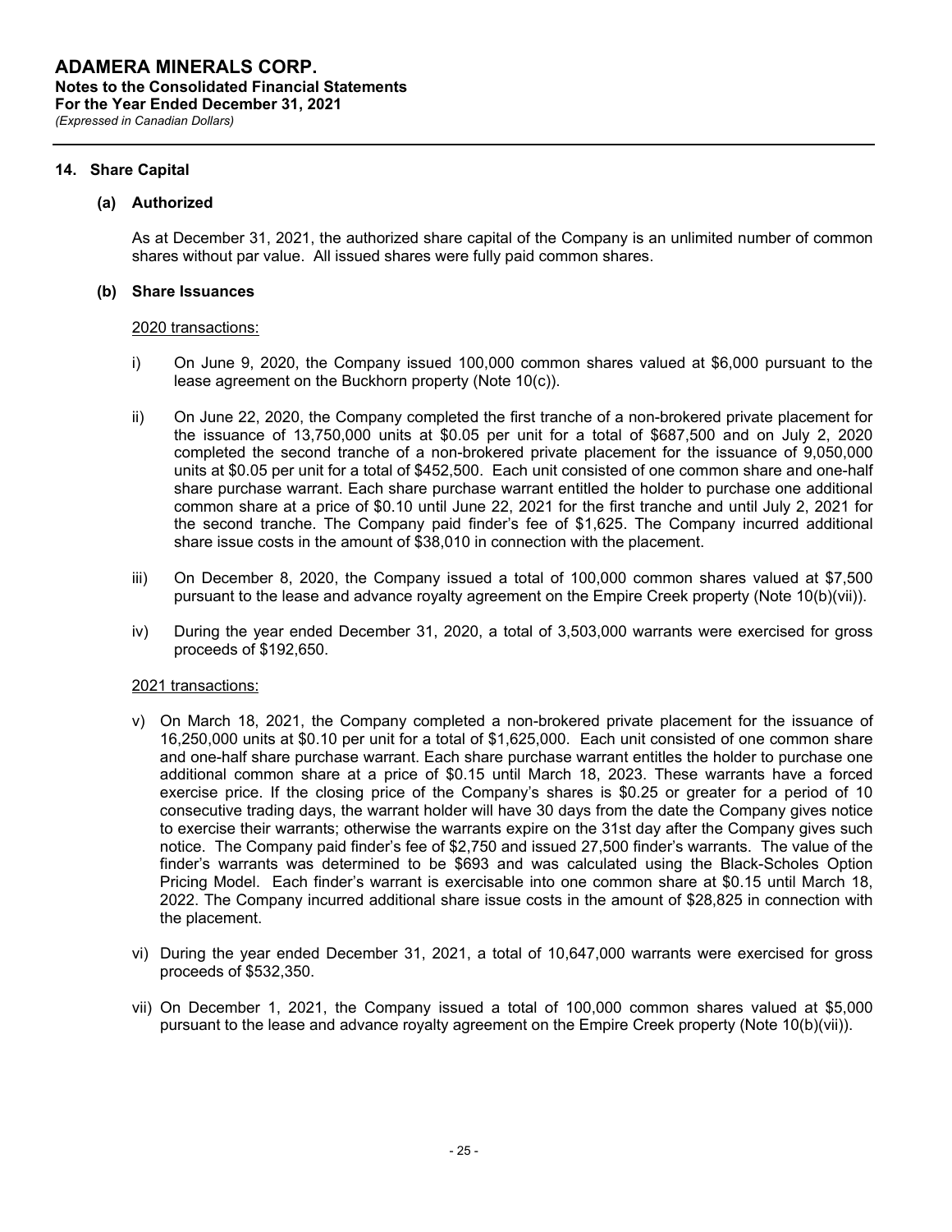## 14. Share Capital

### (a) Authorized

As at December 31, 2021, the authorized share capital of the Company is an unlimited number of common shares without par value. All issued shares were fully paid common shares.

### (b) Share Issuances

2020 transactions:

i) On June 9, 2020, the Company issued 100,000 common shares valued at $6,000 pursuant to the lease agreement on the Buckhorn property (Note 10(c)).

ii) On June 22, 2020, the Company completed the first tranche of a non-brokered private placement for the issuance of 13,750,000 units at $0.05 per unit for a total of $687,500 and on July 2, 2020 completed the second tranche of a non-brokered private placement for the issuance of 9,050,000 units at $0.05 per unit for a total of $452,500. Each unit consisted of one common share and one-half share purchase warrant. Each share purchase warrant entitled the holder to purchase one additional common share at a price of $0.10 until June 22, 2021 for the first tranche and until July 2, 2021 for the second tranche. The Company paid finder's fee of $1,625. The Company incurred additional share issue costs in the amount of $38,010 in connection with the placement.

iii) On December 8, 2020, the Company issued a total of 100,000 common shares valued at $7,500 pursuant to the lease and advance royalty agreement on the Empire Creek property (Note 10(b)(vii)).

iv) During the year ended December 31, 2020, a total of 3,503,000 warrants were exercised for gross proceeds of $192,650.

2021 transactions:

v) On March 18, 2021, the Company completed a non-brokered private placement for the issuance of 16,250,000 units at $0.10 per unit for a total of $1,625,000. Each unit consisted of one common share and one-half share purchase warrant. Each share purchase warrant entitles the holder to purchase one additional common share at a price of $0.15 until March 18, 2023. These warrants have a forced exercise price. If the closing price of the Company's shares is $0.25 or greater for a period of 10 consecutive trading days, the warrant holder will have 30 days from the date the Company gives notice to exercise their warrants; otherwise the warrants expire on the 31st day after the Company gives such notice. The Company paid finder's fee of $2,750 and issued 27,500 finder's warrants. The value of the finder's warrants was determined to be $693 and was calculated using the Black-Scholes Option Pricing Model. Each finder's warrant is exercisable into one common share at $0.15 until March 18, 2022. The Company incurred additional share issue costs in the amount of $28,825 in connection with the placement.

vi) During the year ended December 31, 2021, a total of 10,647,000 warrants were exercised for gross proceeds of $532,350.

vii) On December 1, 2021, the Company issued a total of 100,000 common shares valued at $5,000 pursuant to the lease and advance royalty agreement on the Empire Creek property (Note 10(b)(vii)).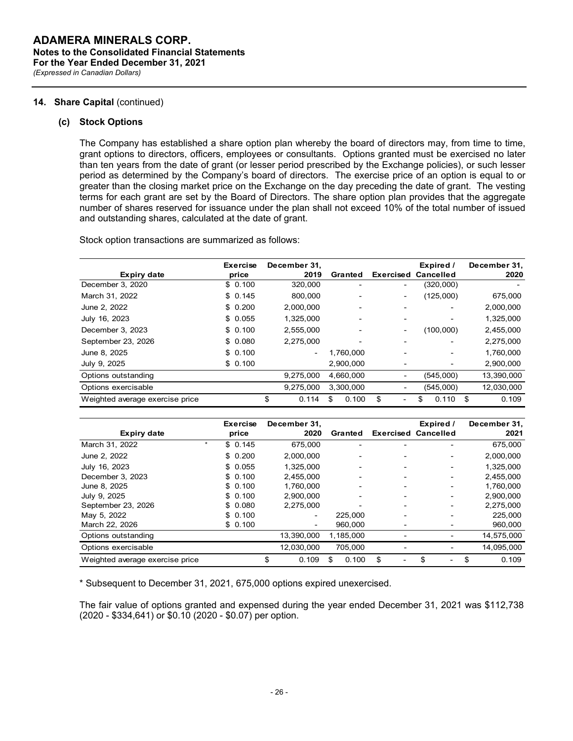## 14. Share Capital (continued)

### (c) Stock Options

The Company has established a share option plan whereby the board of directors may, from time to time, grant options to directors, officers, employees or consultants. Options granted must be exercised no later than ten years from the date of grant (or lesser period prescribed by the Exchange policies), or such lesser period as determined by the Company's board of directors. The exercise price of an option is equal to or greater than the closing market price on the Exchange on the day preceding the date of grant. The vesting terms for each grant are set by the Board of Directors. The share option plan provides that the aggregate number of shares reserved for issuance under the plan shall not exceed 10% of the total number of issued and outstanding shares, calculated at the date of grant.

Stock option transactions are summarized as follows:

| Expiry date | Exercise price | December 31, 2019 | Granted | Exercised | Expired / Cancelled | December 31, 2020 |
|---|---|---|---|---|---|---|
| December 3, 2020 | $ 0.100 | 320,000 | - | - | (320,000) | - |
| March 31, 2022 | $ 0.145 | 800,000 | - | - | (125,000) | 675,000 |
| June 2, 2022 | $ 0.200 | 2,000,000 | - | - | - | 2,000,000 |
| July 16, 2023 | $ 0.055 | 1,325,000 | - | - | - | 1,325,000 |
| December 3, 2023 | $ 0.100 | 2,555,000 | - | - | (100,000) | 2,455,000 |
| September 23, 2026 | $ 0.080 | 2,275,000 | - | - | - | 2,275,000 |
| June 8, 2025 | $ 0.100 | - | 1,760,000 | - | - | 1,760,000 |
| July 9, 2025 | $ 0.100 | | 2,900,000 | - | - | 2,900,000 |
| Options outstanding | | 9,275,000 | 4,660,000 | - | (545,000) | 13,390,000 |
| Options exercisable | | 9,275,000 | 3,300,000 | - | (545,000) | 12,030,000 |
| Weighted average exercise price | | $ 0.114 | $ 0.100 | $ - | $ 0.110 | $ 0.109 |

| Expiry date | Exercise price | December 31, 2020 | Granted | Exercised | Expired / Cancelled | December 31, 2021 |
|---|---|---|---|---|---|---|
| March 31, 2022 * | $ 0.145 | 675,000 | - | - | - | 675,000 |
| June 2, 2022 | $ 0.200 | 2,000,000 | - | - | - | 2,000,000 |
| July 16, 2023 | $ 0.055 | 1,325,000 | - | - | - | 1,325,000 |
| December 3, 2023 | $ 0.100 | 2,455,000 | - | - | - | 2,455,000 |
| June 8, 2025 | $ 0.100 | 1,760,000 | - | - | - | 1,760,000 |
| July 9, 2025 | $ 0.100 | 2,900,000 | - | - | - | 2,900,000 |
| September 23, 2026 | $ 0.080 | 2,275,000 | - | - | - | 2,275,000 |
| May 5, 2022 | $ 0.100 | - | 225,000 | - | - | 225,000 |
| March 22, 2026 | $ 0.100 | - | 960,000 | - | - | 960,000 |
| Options outstanding | | 13,390,000 | 1,185,000 | - | - | 14,575,000 |
| Options exercisable | | 12,030,000 | 705,000 | - | - | 14,095,000 |
| Weighted average exercise price | | $ 0.109 | $ 0.100 | $ - | $ - | $ 0.109 |

\* Subsequent to December 31, 2021, 675,000 options expired unexercised.

The fair value of options granted and expensed during the year ended December 31, 2021 was $112,738 (2020 - $334,641) or $0.10 (2020 - $0.07) per option.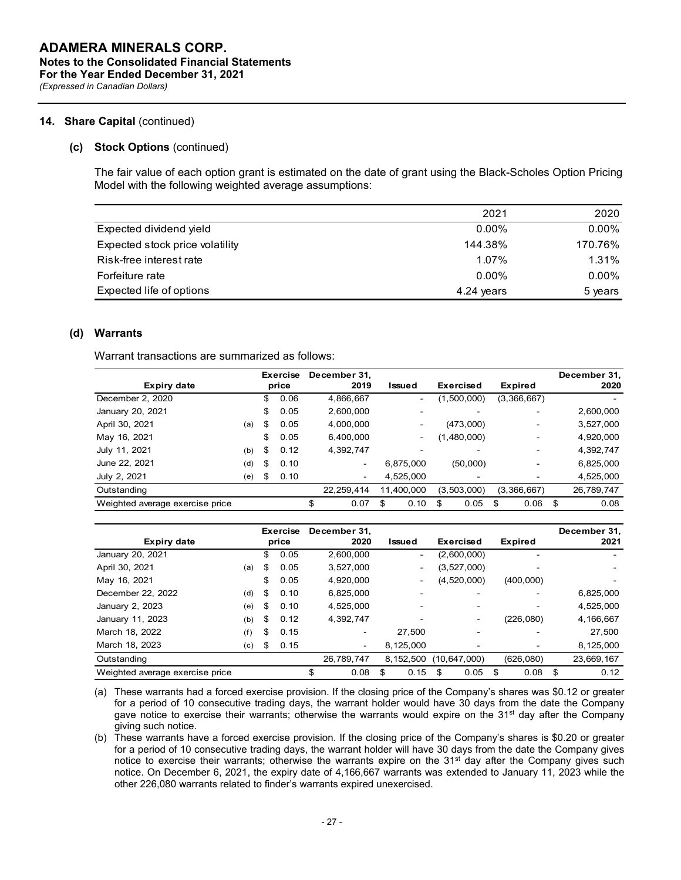## 14. Share Capital (continued)

### (c) Stock Options (continued)

The fair value of each option grant is estimated on the date of grant using the Black-Scholes Option Pricing Model with the following weighted average assumptions:

| | 2021 | 2020 |
|---|---|---|
| Expected dividend yield | 0.00% | 0.00% |
| Expected stock price volatility | 144.38% | 170.76% |
| Risk-free interest rate | 1.07% | 1.31% |
| Forfeiture rate | 0.00% | 0.00% |
| Expected life of options | 4.24 years | 5 years |

### (d) Warrants

Warrant transactions are summarized as follows:

| Expiry date | | Exercise price | December 31, 2019 | Issued | Exercised | Expired | December 31, 2020 |
|---|---|---|---|---|---|---|---|
| December 2, 2020 | | $ 0.06 | 4,866,667 | - | (1,500,000) | (3,366,667) | - |
| January 20, 2021 | | $ 0.05 | 2,600,000 | - | - | - | 2,600,000 |
| April 30, 2021 | (a) | $ 0.05 | 4,000,000 | - | (473,000) | - | 3,527,000 |
| May 16, 2021 | | $ 0.05 | 6,400,000 | - | (1,480,000) | - | 4,920,000 |
| July 11, 2021 | (b) | $ 0.12 | 4,392,747 | - | - | - | 4,392,747 |
| June 22, 2021 | (d) | $ 0.10 | - | 6,875,000 | (50,000) | - | 6,825,000 |
| July 2, 2021 | (e) | $ 0.10 | - | 4,525,000 | - | - | 4,525,000 |
| Outstanding | | | 22,259,414 | 11,400,000 | (3,503,000) | (3,366,667) | 26,789,747 |
| Weighted average exercise price | | | $ 0.07 | $ 0.10 | $ 0.05 | $ 0.06 | $ 0.08 |

| Expiry date | | Exercise price | December 31, 2020 | Issued | Exercised | Expired | December 31, 2021 |
|---|---|---|---|---|---|---|---|
| January 20, 2021 | | $ 0.05 | 2,600,000 | - | (2,600,000) | - | - |
| April 30, 2021 | (a) | $ 0.05 | 3,527,000 | - | (3,527,000) | - | - |
| May 16, 2021 | | $ 0.05 | 4,920,000 | - | (4,520,000) | (400,000) | - |
| December 22, 2022 | (d) | $ 0.10 | 6,825,000 | - | - | - | 6,825,000 |
| January 2, 2023 | (e) | $ 0.10 | 4,525,000 | - | - | - | 4,525,000 |
| January 11, 2023 | (b) | $ 0.12 | 4,392,747 | - | - | (226,080) | 4,166,667 |
| March 18, 2022 | (f) | $ 0.15 | - | 27,500 | - | - | 27,500 |
| March 18, 2023 | (c) | $ 0.15 | - | 8,125,000 | - | - | 8,125,000 |
| Outstanding | | | 26,789,747 | 8,152,500 | (10,647,000) | (626,080) | 23,669,167 |
| Weighted average exercise price | | | $ 0.08 | $ 0.15 | $ 0.05 | $ 0.08 | $ 0.12 |

(a) These warrants had a forced exercise provision. If the closing price of the Company's shares was $0.12 or greater for a period of 10 consecutive trading days, the warrant holder would have 30 days from the date the Company gave notice to exercise their warrants; otherwise the warrants would expire on the 31st day after the Company giving such notice.

(b) These warrants have a forced exercise provision. If the closing price of the Company's shares is $0.20 or greater for a period of 10 consecutive trading days, the warrant holder will have 30 days from the date the Company gives notice to exercise their warrants; otherwise the warrants expire on the 31st day after the Company gives such notice. On December 6, 2021, the expiry date of 4,166,667 warrants was extended to January 11, 2023 while the other 226,080 warrants related to finder's warrants expired unexercised.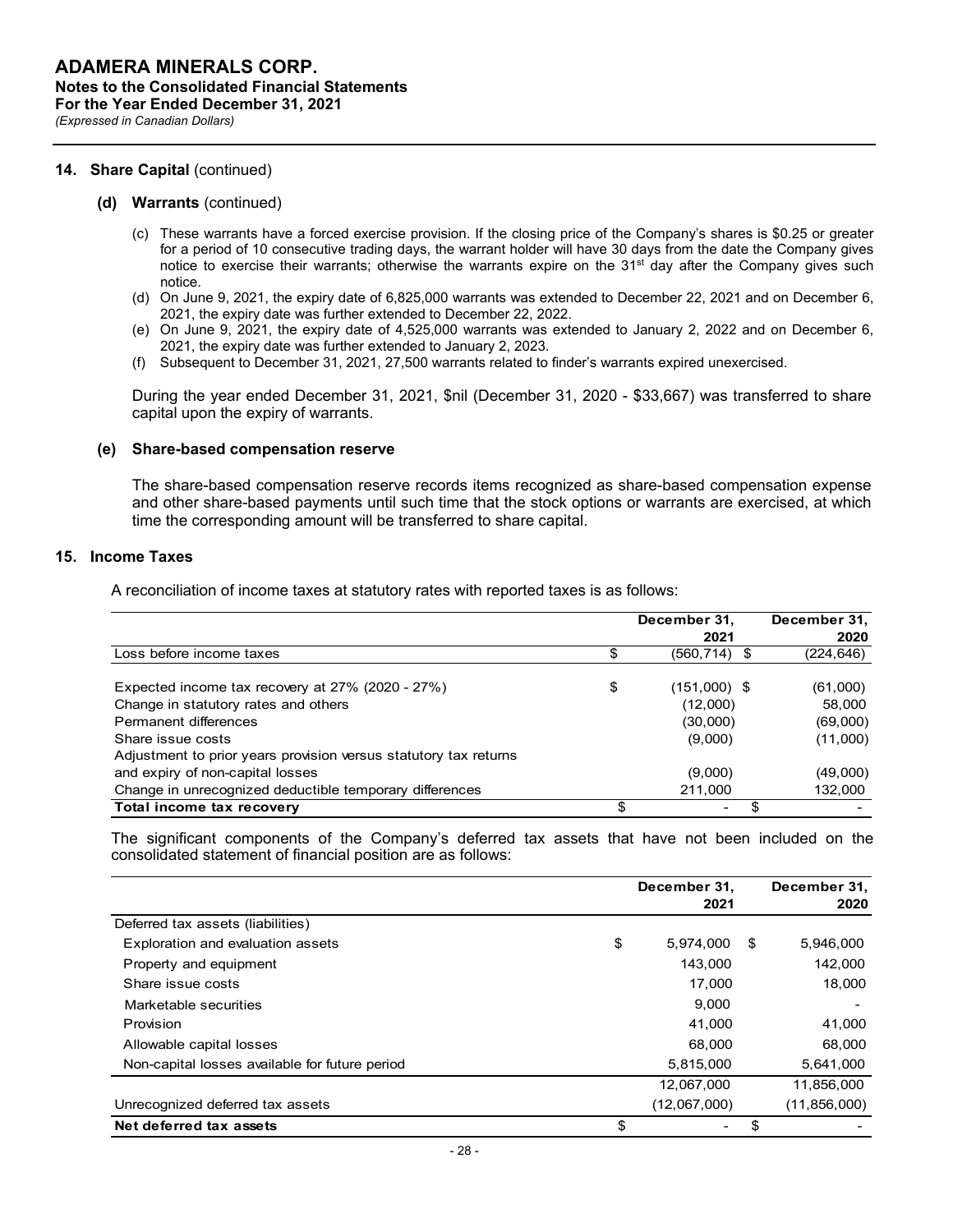### 14. Share Capital (continued)

#### (d) Warrants (continued)

(c) These warrants have a forced exercise provision. If the closing price of the Company's shares is $0.25 or greater for a period of 10 consecutive trading days, the warrant holder will have 30 days from the date the Company gives notice to exercise their warrants; otherwise the warrants expire on the 31st day after the Company gives such notice.

(d) On June 9, 2021, the expiry date of 6,825,000 warrants was extended to December 22, 2021 and on December 6, 2021, the expiry date was further extended to December 22, 2022.

(e) On June 9, 2021, the expiry date of 4,525,000 warrants was extended to January 2, 2022 and on December 6, 2021, the expiry date was further extended to January 2, 2023.

(f) Subsequent to December 31, 2021, 27,500 warrants related to finder's warrants expired unexercised.

During the year ended December 31, 2021, $nil (December 31, 2020 - $33,667) was transferred to share capital upon the expiry of warrants.

#### (e) Share-based compensation reserve

The share-based compensation reserve records items recognized as share-based compensation expense and other share-based payments until such time that the stock options or warrants are exercised, at which time the corresponding amount will be transferred to share capital.

### 15. Income Taxes

A reconciliation of income taxes at statutory rates with reported taxes is as follows:

| | December 31, 2021 | December 31, 2020 |
|---|---|---|
| Loss before income taxes | $ (560,714) | $ (224,646) |
| Expected income tax recovery at 27% (2020 - 27%) | $ (151,000) | $ (61,000) |
| Change in statutory rates and others | (12,000) | 58,000 |
| Permanent differences | (30,000) | (69,000) |
| Share issue costs | (9,000) | (11,000) |
| Adjustment to prior years provision versus statutory tax returns and expiry of non-capital losses | (9,000) | (49,000) |
| Change in unrecognized deductible temporary differences | 211,000 | 132,000 |
| **Total income tax recovery** | $ - | $ - |

The significant components of the Company's deferred tax assets that have not been included on the consolidated statement of financial position are as follows:

| | December 31, 2021 | December 31, 2020 |
|---|---|---|
| Deferred tax assets (liabilities) | | |
| Exploration and evaluation assets | $ 5,974,000 | $ 5,946,000 |
| Property and equipment | 143,000 | 142,000 |
| Share issue costs | 17,000 | 18,000 |
| Marketable securities | 9,000 | - |
| Provision | 41,000 | 41,000 |
| Allowable capital losses | 68,000 | 68,000 |
| Non-capital losses available for future period | 5,815,000 | 5,641,000 |
| | 12,067,000 | 11,856,000 |
| Unrecognized deferred tax assets | (12,067,000) | (11,856,000) |
| **Net deferred tax assets** | $ - | $ - |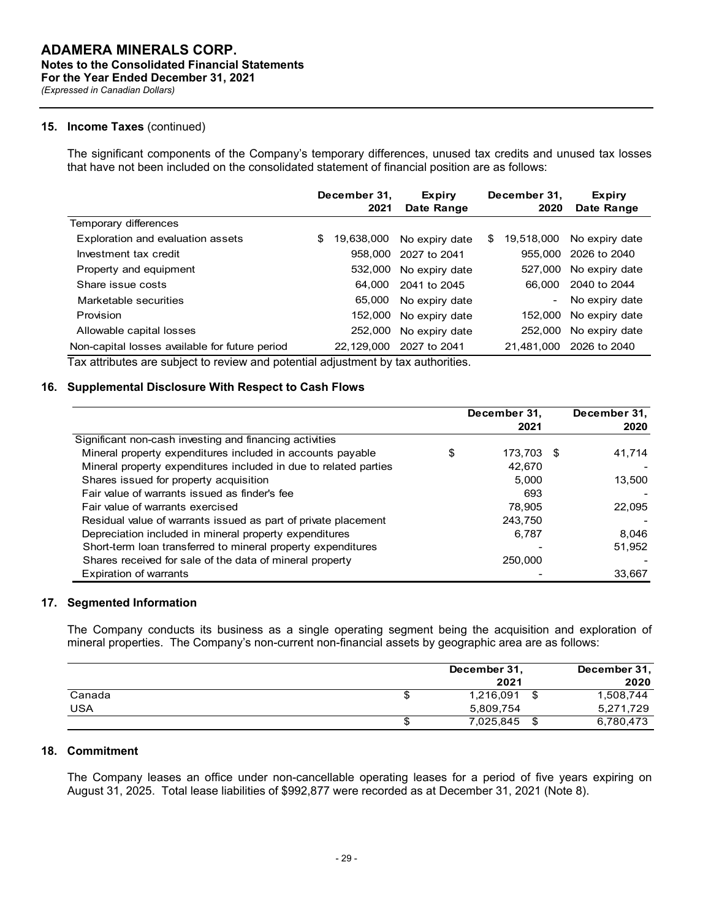## 15. Income Taxes (continued)

The significant components of the Company's temporary differences, unused tax credits and unused tax losses that have not been included on the consolidated statement of financial position are as follows:

| | December 31, 2021 | Expiry Date Range | December 31, 2020 | Expiry Date Range |
|---|---|---|---|---|
| Temporary differences | | | | |
| Exploration and evaluation assets | $ 19,638,000 | No expiry date | $ 19,518,000 | No expiry date |
| Investment tax credit | 958,000 | 2027 to 2041 | 955,000 | 2026 to 2040 |
| Property and equipment | 532,000 | No expiry date | 527,000 | No expiry date |
| Share issue costs | 64,000 | 2041 to 2045 | 66,000 | 2040 to 2044 |
| Marketable securities | 65,000 | No expiry date | - | No expiry date |
| Provision | 152,000 | No expiry date | 152,000 | No expiry date |
| Allowable capital losses | 252,000 | No expiry date | 252,000 | No expiry date |
| Non-capital losses available for future period | 22,129,000 | 2027 to 2041 | 21,481,000 | 2026 to 2040 |

Tax attributes are subject to review and potential adjustment by tax authorities.

## 16. Supplemental Disclosure With Respect to Cash Flows

| | December 31, 2021 | December 31, 2020 |
|---|---|---|
| Significant non-cash investing and financing activities | | |
| Mineral property expenditures included in accounts payable | $ 173,703 | $ 41,714 |
| Mineral property expenditures included in due to related parties | 42,670 | - |
| Shares issued for property acquisition | 5,000 | 13,500 |
| Fair value of warrants issued as finder's fee | 693 | - |
| Fair value of warrants exercised | 78,905 | 22,095 |
| Residual value of warrants issued as part of private placement | 243,750 | - |
| Depreciation included in mineral property expenditures | 6,787 | 8,046 |
| Short-term loan transferred to mineral property expenditures | - | 51,952 |
| Shares received for sale of the data of mineral property | 250,000 | - |
| Expiration of warrants | - | 33,667 |

## 17. Segmented Information

The Company conducts its business as a single operating segment being the acquisition and exploration of mineral properties. The Company's non-current non-financial assets by geographic area are as follows:

| | December 31, 2021 | December 31, 2020 |
|---|---|---|
| Canada | $ 1,216,091 | $ 1,508,744 |
| USA | 5,809,754 | 5,271,729 |
| | $ 7,025,845 | $ 6,780,473 |

## 18. Commitment

The Company leases an office under non-cancellable operating leases for a period of five years expiring on August 31, 2025. Total lease liabilities of $992,877 were recorded as at December 31, 2021 (Note 8).